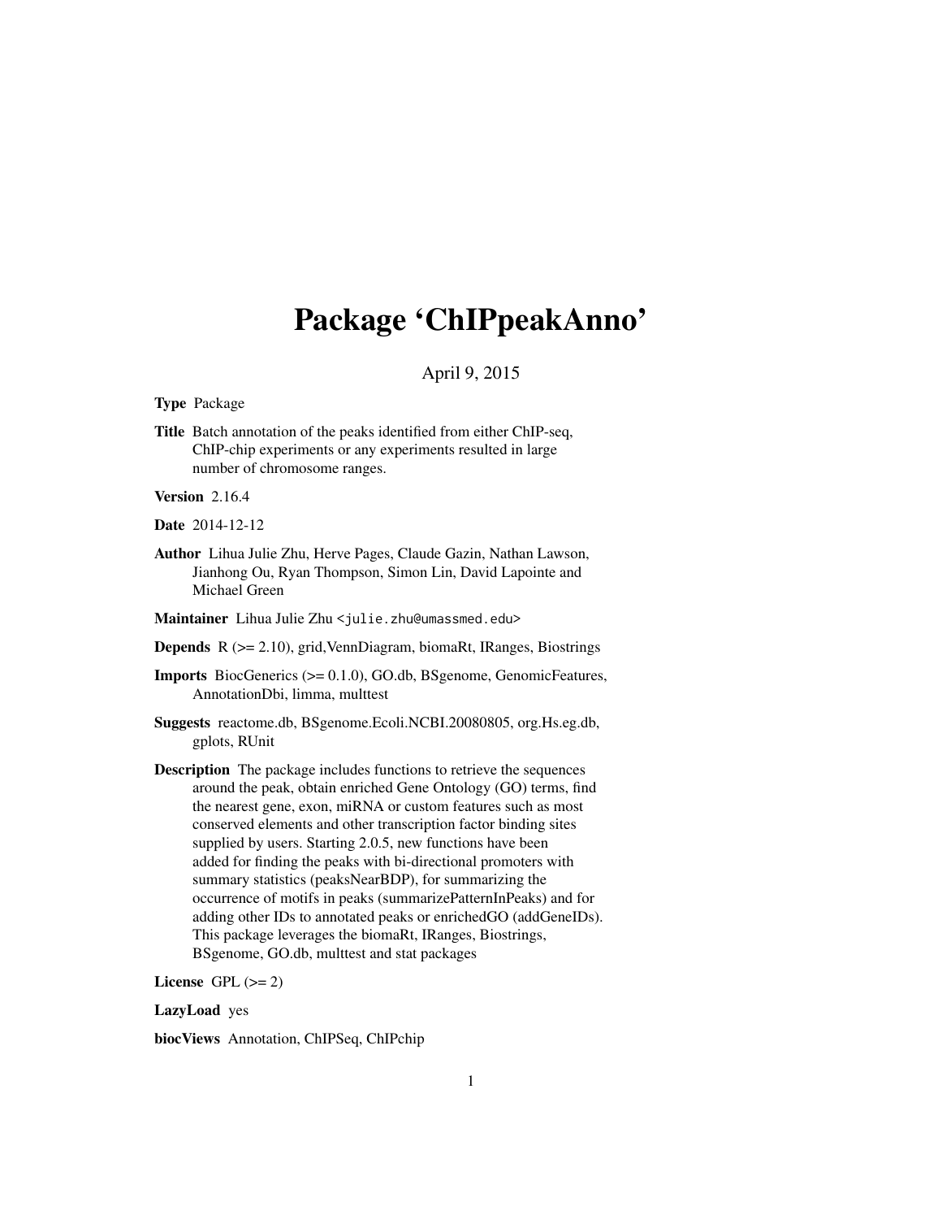# Package 'ChIPpeakAnno'

April 9, 2015

**Type** Package

**Title** Batch annotation of the peaks identified from either ChIP-seq, ChIP-chip experiments or any experiments resulted in large number of chromosome ranges.

**Version** 2.16.4

**Date** 2014-12-12

**Author** Lihua Julie Zhu, Herve Pages, Claude Gazin, Nathan Lawson, Jianhong Ou, Ryan Thompson, Simon Lin, David Lapointe and Michael Green

**Maintainer** Lihua Julie Zhu <julie.zhu@umassmed.edu>

**Depends** R (>= 2.10), grid,VennDiagram, biomaRt, IRanges, Biostrings

**Imports** BiocGenerics (>= 0.1.0), GO.db, BSgenome, GenomicFeatures, AnnotationDbi, limma, multtest

**Suggests** reactome.db, BSgenome.Ecoli.NCBI.20080805, org.Hs.eg.db, gplots, RUnit

**Description** The package includes functions to retrieve the sequences around the peak, obtain enriched Gene Ontology (GO) terms, find the nearest gene, exon, miRNA or custom features such as most conserved elements and other transcription factor binding sites supplied by users. Starting 2.0.5, new functions have been added for finding the peaks with bi-directional promoters with summary statistics (peaksNearBDP), for summarizing the occurrence of motifs in peaks (summarizePatternInPeaks) and for adding other IDs to annotated peaks or enrichedGO (addGeneIDs). This package leverages the biomaRt, IRanges, Biostrings, BSgenome, GO.db, multtest and stat packages

**License** GPL (>= 2)

**LazyLoad** yes

**biocViews** Annotation, ChIPSeq, ChIPchip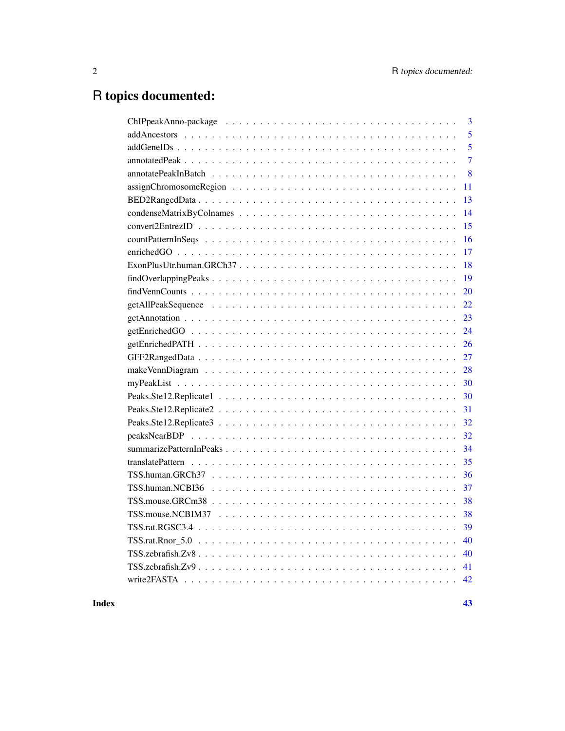# R topics documented:

| | |
|---|---|
| ChIPpeakAnno-package | 3 |
| addAncestors | 5 |
| addGeneIDs | 5 |
| annotatedPeak | 7 |
| annotatePeakInBatch | 8 |
| assignChromosomeRegion | 11 |
| BED2RangedData | 13 |
| condenseMatrixByColnames | 14 |
| convert2EntrezID | 15 |
| countPatternInSeqs | 16 |
| enrichedGO | 17 |
| ExonPlusUtr.human.GRCh37 | 18 |
| findOverlappingPeaks | 19 |
| findVennCounts | 20 |
| getAllPeakSequence | 22 |
| getAnnotation | 23 |
| getEnrichedGO | 24 |
| getEnrichedPATH | 26 |
| GFF2RangedData | 27 |
| makeVennDiagram | 28 |
| myPeakList | 30 |
| Peaks.Ste12.Replicate1 | 30 |
| Peaks.Ste12.Replicate2 | 31 |
| Peaks.Ste12.Replicate3 | 32 |
| peaksNearBDP | 32 |
| summarizePatternInPeaks | 34 |
| translatePattern | 35 |
| TSS.human.GRCh37 | 36 |
| TSS.human.NCBI36 | 37 |
| TSS.mouse.GRCm38 | 38 |
| TSS.mouse.NCBIM37 | 38 |
| TSS.rat.RGSC3.4 | 39 |
| TSS.rat.Rnor_5.0 | 40 |
| TSS.zebrafish.Zv8 | 40 |
| TSS.zebrafish.Zv9 | 41 |
| write2FASTA | 42 |

**Index** **43**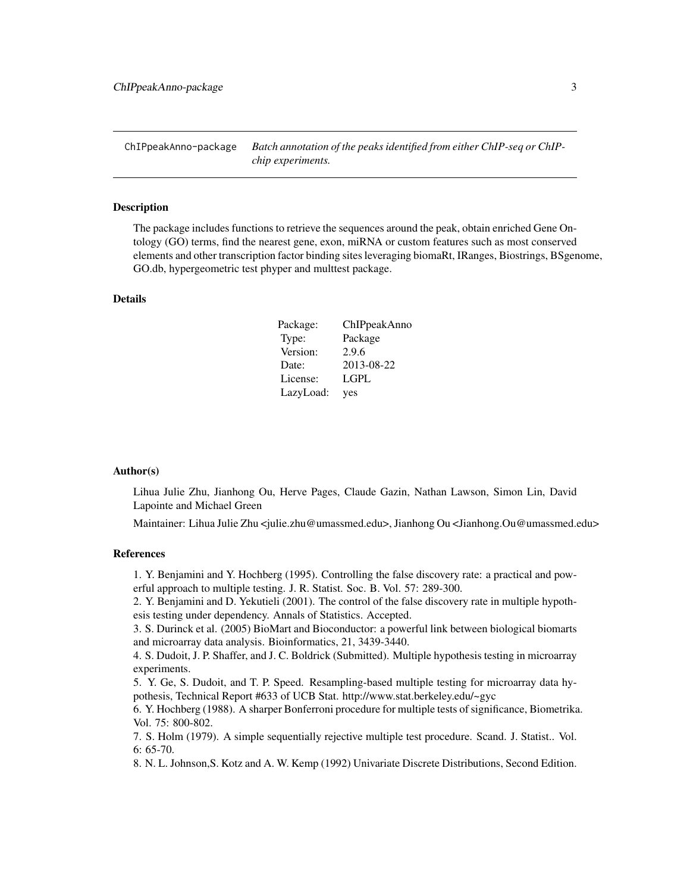ChIPpeakAnno-package *Batch annotation of the peaks identified from either ChIP-seq or ChIP-chip experiments.*

## Description

The package includes functions to retrieve the sequences around the peak, obtain enriched Gene Ontology (GO) terms, find the nearest gene, exon, miRNA or custom features such as most conserved elements and other transcription factor binding sites leveraging biomaRt, IRanges, Biostrings, BSgenome, GO.db, hypergeometric test phyper and multtest package.

## Details

| | |
|---|---|
| Package: | ChIPpeakAnno |
| Type: | Package |
| Version: | 2.9.6 |
| Date: | 2013-08-22 |
| License: | LGPL |
| LazyLoad: | yes |

## Author(s)

Lihua Julie Zhu, Jianhong Ou, Herve Pages, Claude Gazin, Nathan Lawson, Simon Lin, David Lapointe and Michael Green

Maintainer: Lihua Julie Zhu <julie.zhu@umassmed.edu>, Jianhong Ou <Jianhong.Ou@umassmed.edu>

## References

1. Y. Benjamini and Y. Hochberg (1995). Controlling the false discovery rate: a practical and powerful approach to multiple testing. J. R. Statist. Soc. B. Vol. 57: 289-300.
2. Y. Benjamini and D. Yekutieli (2001). The control of the false discovery rate in multiple hypothesis testing under dependency. Annals of Statistics. Accepted.
3. S. Durinck et al. (2005) BioMart and Bioconductor: a powerful link between biological biomarts and microarray data analysis. Bioinformatics, 21, 3439-3440.
4. S. Dudoit, J. P. Shaffer, and J. C. Boldrick (Submitted). Multiple hypothesis testing in microarray experiments.
5. Y. Ge, S. Dudoit, and T. P. Speed. Resampling-based multiple testing for microarray data hypothesis, Technical Report #633 of UCB Stat. http://www.stat.berkeley.edu/~gyc
6. Y. Hochberg (1988). A sharper Bonferroni procedure for multiple tests of significance, Biometrika. Vol. 75: 800-802.
7. S. Holm (1979). A simple sequentially rejective multiple test procedure. Scand. J. Statist.. Vol. 6: 65-70.
8. N. L. Johnson,S. Kotz and A. W. Kemp (1992) Univariate Discrete Distributions, Second Edition.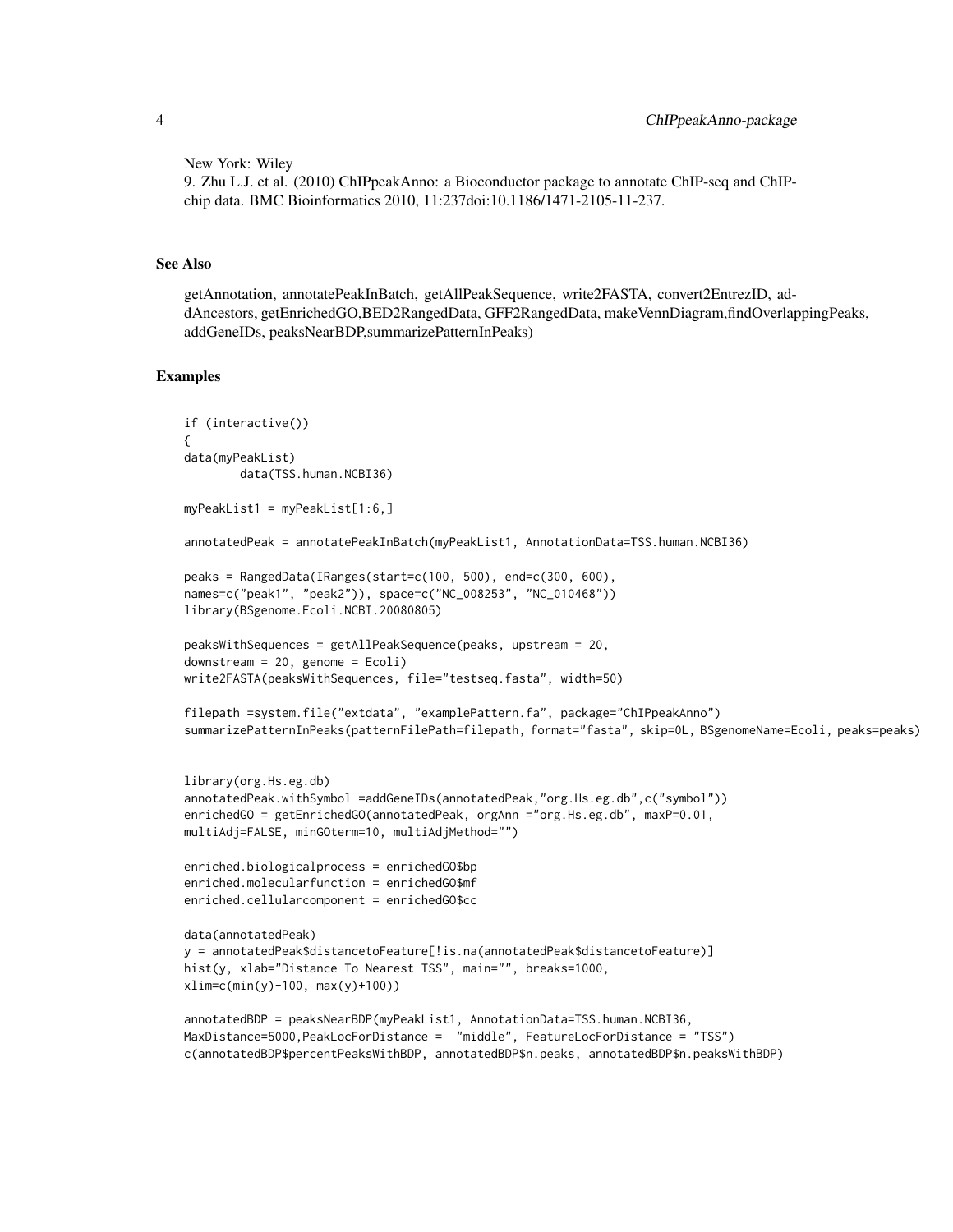New York: Wiley
9. Zhu L.J. et al. (2010) ChIPpeakAnno: a Bioconductor package to annotate ChIP-seq and ChIP-chip data. BMC Bioinformatics 2010, 11:237doi:10.1186/1471-2105-11-237.

## See Also

getAnnotation, annotatePeakInBatch, getAllPeakSequence, write2FASTA, convert2EntrezID, addAncestors, getEnrichedGO,BED2RangedData, GFF2RangedData, makeVennDiagram,findOverlappingPeaks, addGeneIDs, peaksNearBDP,summarizePatternInPeaks)

## Examples

```
if (interactive())
{
data(myPeakList)
        data(TSS.human.NCBI36)

myPeakList1 = myPeakList[1:6,]

annotatedPeak = annotatePeakInBatch(myPeakList1, AnnotationData=TSS.human.NCBI36)

peaks = RangedData(IRanges(start=c(100, 500), end=c(300, 600),
names=c("peak1", "peak2")), space=c("NC_008253", "NC_010468"))
library(BSgenome.Ecoli.NCBI.20080805)

peaksWithSequences = getAllPeakSequence(peaks, upstream = 20,
downstream = 20, genome = Ecoli)
write2FASTA(peaksWithSequences, file="testseq.fasta", width=50)

filepath =system.file("extdata", "examplePattern.fa", package="ChIPpeakAnno")
summarizePatternInPeaks(patternFilePath=filepath, format="fasta", skip=0L, BSgenomeName=Ecoli, peaks=peaks)


library(org.Hs.eg.db)
annotatedPeak.withSymbol =addGeneIDs(annotatedPeak,"org.Hs.eg.db",c("symbol"))
enrichedGO = getEnrichedGO(annotatedPeak, orgAnn ="org.Hs.eg.db", maxP=0.01,
multiAdj=FALSE, minGOterm=10, multiAdjMethod="")

enriched.biologicalprocess = enrichedGO$bp
enriched.molecularfunction = enrichedGO$mf
enriched.cellularcomponent = enrichedGO$cc

data(annotatedPeak)
y = annotatedPeak$distancetoFeature[!is.na(annotatedPeak$distancetoFeature)]
hist(y, xlab="Distance To Nearest TSS", main="", breaks=1000,
xlim=c(min(y)-100, max(y)+100))

annotatedBDP = peaksNearBDP(myPeakList1, AnnotationData=TSS.human.NCBI36,
MaxDistance=5000,PeakLocForDistance =  "middle", FeatureLocForDistance = "TSS")
c(annotatedBDP$percentPeaksWithBDP, annotatedBDP$n.peaks, annotatedBDP$n.peaksWithBDP)
```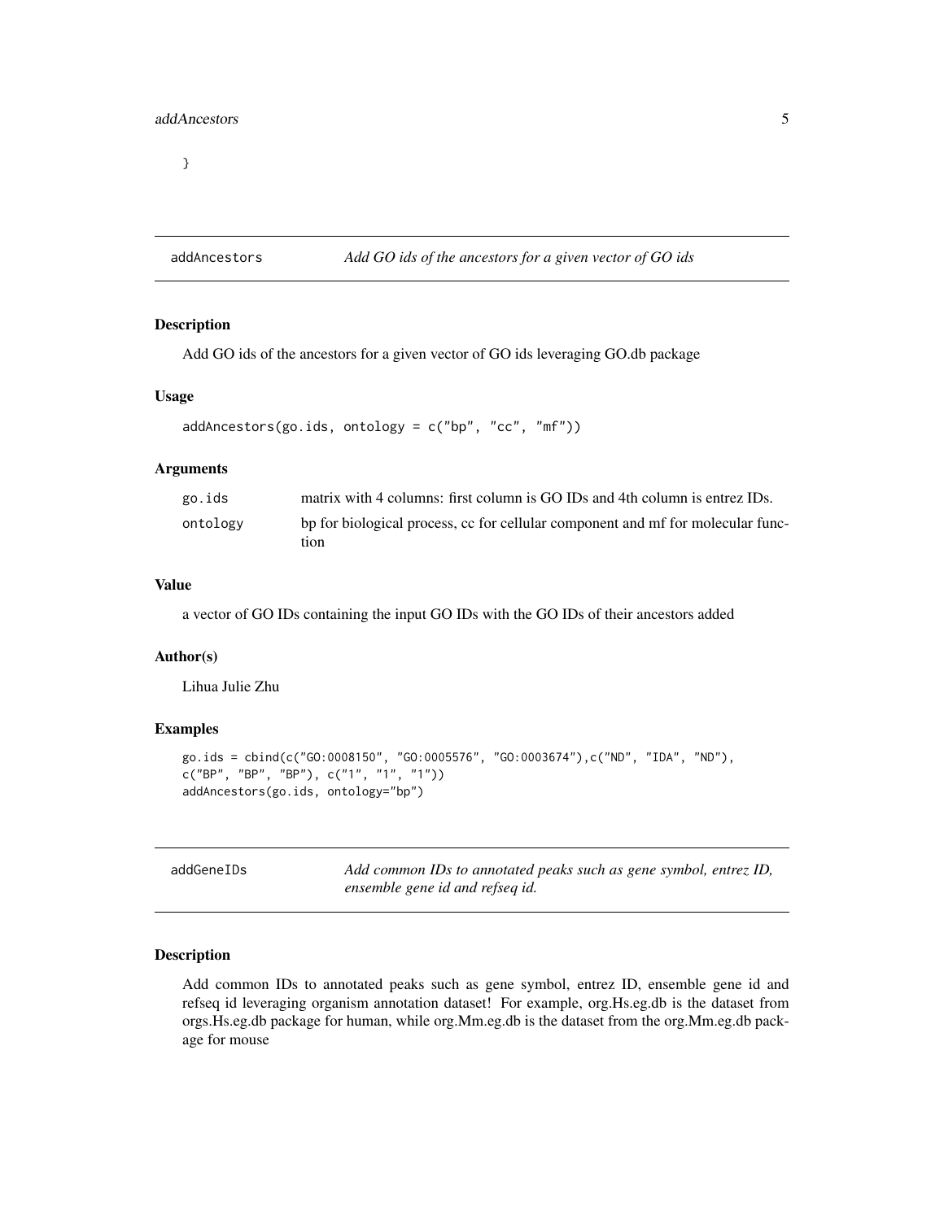```
}
```

## addAncestors *Add GO ids of the ancestors for a given vector of GO ids*

### Description

Add GO ids of the ancestors for a given vector of GO ids leveraging GO.db package

### Usage

```
addAncestors(go.ids, ontology = c("bp", "cc", "mf"))
```

### Arguments

| | |
|---|---|
| go.ids | matrix with 4 columns: first column is GO IDs and 4th column is entrez IDs. |
| ontology | bp for biological process, cc for cellular component and mf for molecular function |

### Value

a vector of GO IDs containing the input GO IDs with the GO IDs of their ancestors added

### Author(s)

Lihua Julie Zhu

### Examples

```
go.ids = cbind(c("GO:0008150", "GO:0005576", "GO:0003674"),c("ND", "IDA", "ND"),
c("BP", "BP", "BP"), c("1", "1", "1"))
addAncestors(go.ids, ontology="bp")
```

## addGeneIDs *Add common IDs to annotated peaks such as gene symbol, entrez ID, ensemble gene id and refseq id.*

### Description

Add common IDs to annotated peaks such as gene symbol, entrez ID, ensemble gene id and refseq id leveraging organism annotation dataset! For example, org.Hs.eg.db is the dataset from orgs.Hs.eg.db package for human, while org.Mm.eg.db is the dataset from the org.Mm.eg.db package for mouse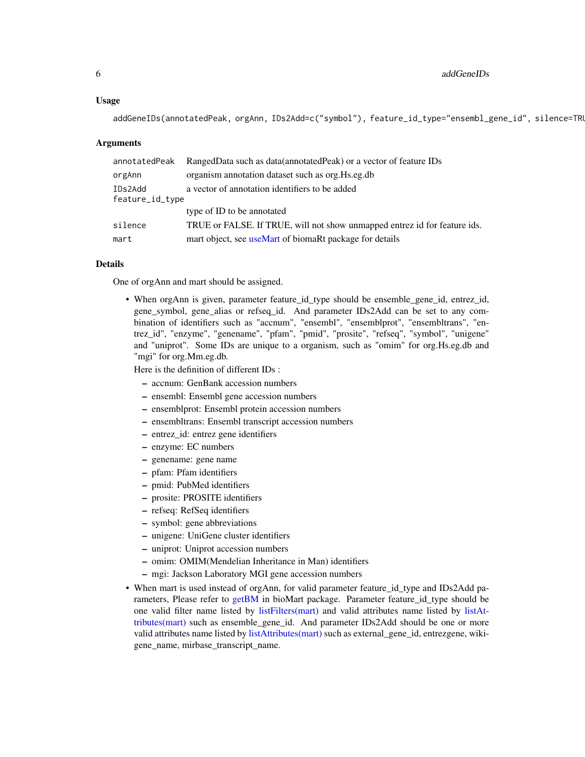### Usage

```
addGeneIDs(annotatedPeak, orgAnn, IDs2Add=c("symbol"), feature_id_type="ensembl_gene_id", silence=TRU
```

### Arguments

| | |
|---|---|
| annotatedPeak | RangedData such as data(annotatedPeak) or a vector of feature IDs |
| orgAnn | organism annotation dataset such as org.Hs.eg.db |
| IDs2Add | a vector of annotation identifiers to be added |
| feature_id_type | type of ID to be annotated |
| silence | TRUE or FALSE. If TRUE, will not show unmapped entrez id for feature ids. |
| mart | mart object, see useMart of biomaRt package for details |

### Details

One of orgAnn and mart should be assigned.

- When orgAnn is given, parameter feature_id_type should be ensemble_gene_id, entrez_id, gene_symbol, gene_alias or refseq_id. And parameter IDs2Add can be set to any combination of identifiers such as "accnum", "ensembl", "ensemblprot", "ensembltrans", "entrez_id", "enzyme", "genename", "pfam", "pmid", "prosite", "refseq", "symbol", "unigene" and "uniprot". Some IDs are unique to a organism, such as "omim" for org.Hs.eg.db and "mgi" for org.Mm.eg.db.

  Here is the definition of different IDs :
  - accnum: GenBank accession numbers
  - ensembl: Ensembl gene accession numbers
  - ensemblprot: Ensembl protein accession numbers
  - ensembltrans: Ensembl transcript accession numbers
  - entrez_id: entrez gene identifiers
  - enzyme: EC numbers
  - genename: gene name
  - pfam: Pfam identifiers
  - pmid: PubMed identifiers
  - prosite: PROSITE identifiers
  - refseq: RefSeq identifiers
  - symbol: gene abbreviations
  - unigene: UniGene cluster identifiers
  - uniprot: Uniprot accession numbers
  - omim: OMIM(Mendelian Inheritance in Man) identifiers
  - mgi: Jackson Laboratory MGI gene accession numbers
- When mart is used instead of orgAnn, for valid parameter feature_id_type and IDs2Add parameters, Please refer to getBM in bioMart package. Parameter feature_id_type should be one valid filter name listed by listFilters(mart) and valid attributes name listed by listAttributes(mart) such as ensemble_gene_id. And parameter IDs2Add should be one or more valid attributes name listed by listAttributes(mart) such as external_gene_id, entrezgene, wikigene_name, mirbase_transcript_name.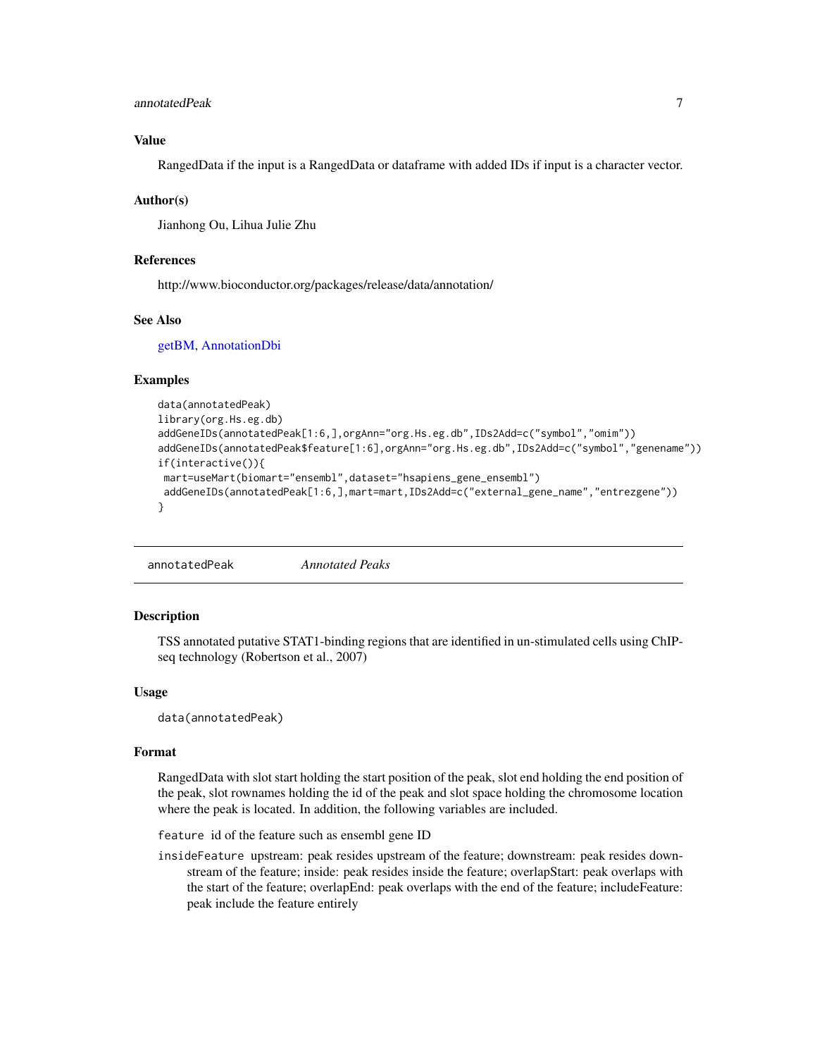### Value

RangedData if the input is a RangedData or dataframe with added IDs if input is a character vector.

### Author(s)

Jianhong Ou, Lihua Julie Zhu

### References

http://www.bioconductor.org/packages/release/data/annotation/

### See Also

getBM, AnnotationDbi

### Examples

```
data(annotatedPeak)
library(org.Hs.eg.db)
addGeneIDs(annotatedPeak[1:6,],orgAnn="org.Hs.eg.db",IDs2Add=c("symbol","omim"))
addGeneIDs(annotatedPeak$feature[1:6],orgAnn="org.Hs.eg.db",IDs2Add=c("symbol","genename"))
if(interactive()){
 mart=useMart(biomart="ensembl",dataset="hsapiens_gene_ensembl")
 addGeneIDs(annotatedPeak[1:6,],mart=mart,IDs2Add=c("external_gene_name","entrezgene"))
}
```

---

## annotatedPeak *Annotated Peaks*

### Description

TSS annotated putative STAT1-binding regions that are identified in un-stimulated cells using ChIP-seq technology (Robertson et al., 2007)

### Usage

```
data(annotatedPeak)
```

### Format

RangedData with slot start holding the start position of the peak, slot end holding the end position of the peak, slot rownames holding the id of the peak and slot space holding the chromosome location where the peak is located. In addition, the following variables are included.

`feature` id of the feature such as ensembl gene ID

`insideFeature` upstream: peak resides upstream of the feature; downstream: peak resides downstream of the feature; inside: peak resides inside the feature; overlapStart: peak overlaps with the start of the feature; overlapEnd: peak overlaps with the end of the feature; includeFeature: peak include the feature entirely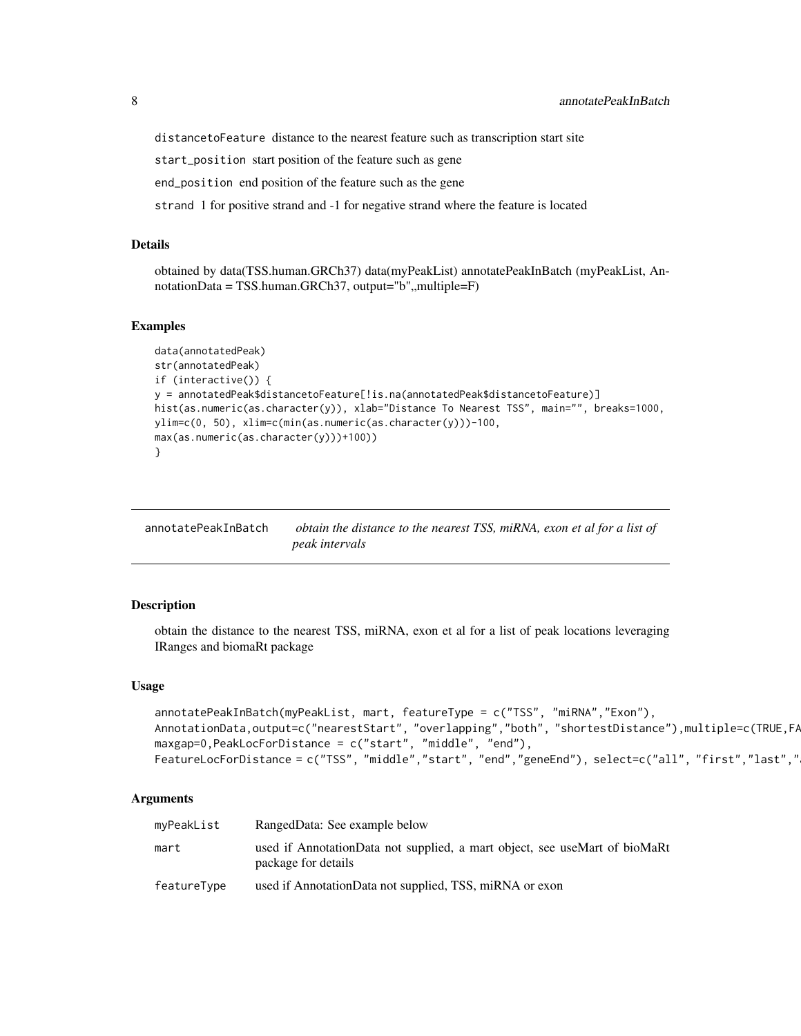distancetoFeature distance to the nearest feature such as transcription start site

start_position start position of the feature such as gene

end_position end position of the feature such as the gene

strand 1 for positive strand and -1 for negative strand where the feature is located

### Details

obtained by data(TSS.human.GRCh37) data(myPeakList) annotatePeakInBatch (myPeakList, AnnotationData = TSS.human.GRCh37, output="b",,multiple=F)

### Examples

```
data(annotatedPeak)
str(annotatedPeak)
if (interactive()) {
y = annotatedPeak$distancetoFeature[!is.na(annotatedPeak$distancetoFeature)]
hist(as.numeric(as.character(y)), xlab="Distance To Nearest TSS", main="", breaks=1000,
ylim=c(0, 50), xlim=c(min(as.numeric(as.character(y)))-100,
max(as.numeric(as.character(y)))+100))
}
```

## annotatePeakInBatch *obtain the distance to the nearest TSS, miRNA, exon et al for a list of peak intervals*

### Description

obtain the distance to the nearest TSS, miRNA, exon et al for a list of peak locations leveraging IRanges and biomaRt package

### Usage

```
annotatePeakInBatch(myPeakList, mart, featureType = c("TSS", "miRNA","Exon"),
AnnotationData,output=c("nearestStart", "overlapping","both", "shortestDistance"),multiple=c(TRUE,FA
maxgap=0,PeakLocForDistance = c("start", "middle", "end"),
FeatureLocForDistance = c("TSS", "middle","start", "end","geneEnd"), select=c("all", "first","last","
```

### Arguments

| | |
|---|---|
| myPeakList | RangedData: See example below |
| mart | used if AnnotationData not supplied, a mart object, see useMart of bioMaRt package for details |
| featureType | used if AnnotationData not supplied, TSS, miRNA or exon |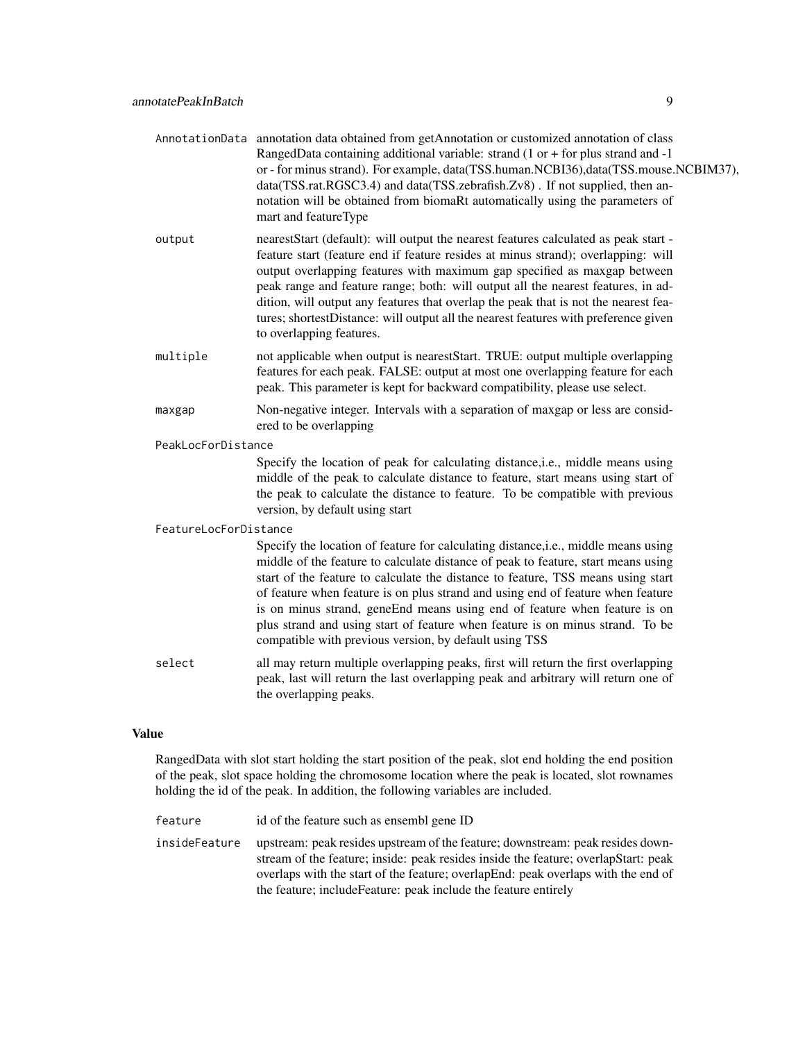| | |
|---|---|
| `AnnotationData` | annotation data obtained from getAnnotation or customized annotation of class RangedData containing additional variable: strand (1 or + for plus strand and -1 or - for minus strand). For example, data(TSS.human.NCBI36),data(TSS.mouse.NCBIM37), data(TSS.rat.RGSC3.4) and data(TSS.zebrafish.Zv8) . If not supplied, then annotation will be obtained from biomaRt automatically using the parameters of mart and featureType |
| `output` | nearestStart (default): will output the nearest features calculated as peak start - feature start (feature end if feature resides at minus strand); overlapping: will output overlapping features with maximum gap specified as maxgap between peak range and feature range; both: will output all the nearest features, in addition, will output any features that overlap the peak that is not the nearest features; shortestDistance: will output all the nearest features with preference given to overlapping features. |
| `multiple` | not applicable when output is nearestStart. TRUE: output multiple overlapping features for each peak. FALSE: output at most one overlapping feature for each peak. This parameter is kept for backward compatibility, please use select. |
| `maxgap` | Non-negative integer. Intervals with a separation of maxgap or less are considered to be overlapping |
| `PeakLocForDistance` | Specify the location of peak for calculating distance,i.e., middle means using middle of the peak to calculate distance to feature, start means using start of the peak to calculate the distance to feature. To be compatible with previous version, by default using start |
| `FeatureLocForDistance` | Specify the location of feature for calculating distance,i.e., middle means using middle of the feature to calculate distance of peak to feature, start means using start of the feature to calculate the distance to feature, TSS means using start of feature when feature is on plus strand and using end of feature when feature is on minus strand, geneEnd means using end of feature when feature is on plus strand and using start of feature when feature is on minus strand. To be compatible with previous version, by default using TSS |
| `select` | all may return multiple overlapping peaks, first will return the first overlapping peak, last will return the last overlapping peak and arbitrary will return one of the overlapping peaks. |

## Value

RangedData with slot start holding the start position of the peak, slot end holding the end position of the peak, slot space holding the chromosome location where the peak is located, slot rownames holding the id of the peak. In addition, the following variables are included.

| | |
|---|---|
| `feature` | id of the feature such as ensembl gene ID |
| `insideFeature` | upstream: peak resides upstream of the feature; downstream: peak resides downstream of the feature; inside: peak resides inside the feature; overlapStart: peak overlaps with the start of the feature; overlapEnd: peak overlaps with the end of the feature; includeFeature: peak include the feature entirely |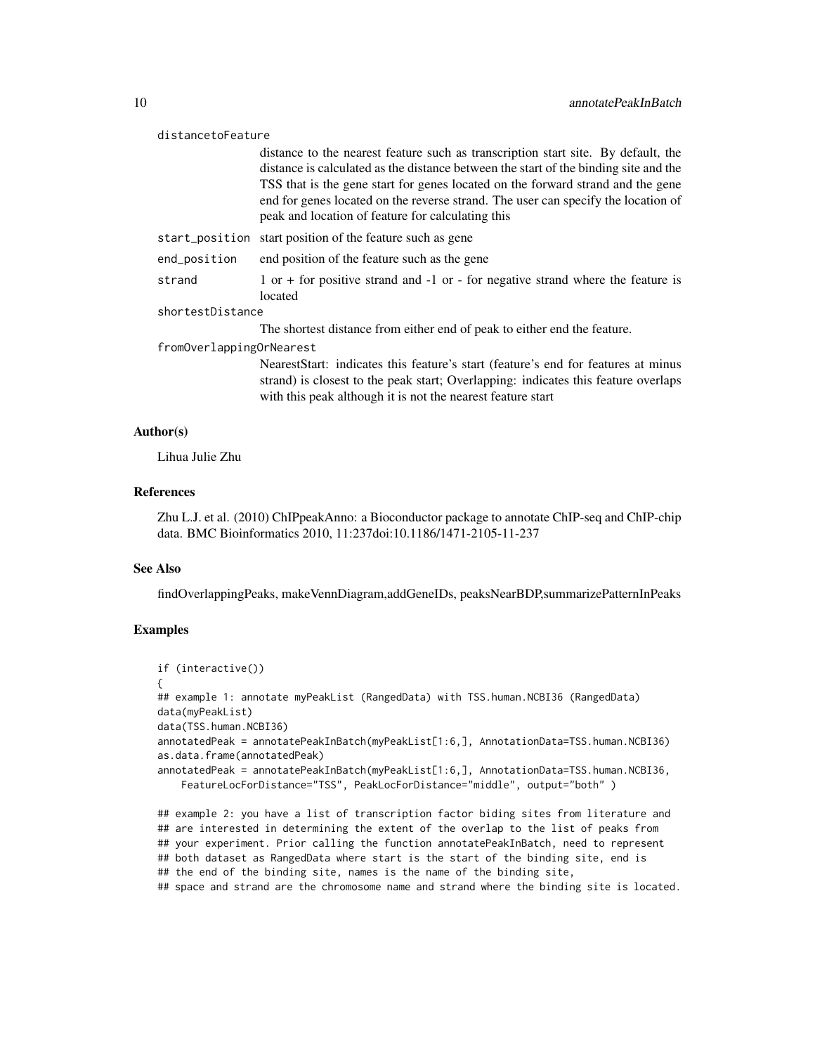distancetoFeature
: distance to the nearest feature such as transcription start site. By default, the distance is calculated as the distance between the start of the binding site and the TSS that is the gene start for genes located on the forward strand and the gene end for genes located on the reverse strand. The user can specify the location of peak and location of feature for calculating this

start_position
: start position of the feature such as gene

end_position
: end position of the feature such as the gene

strand
: 1 or + for positive strand and -1 or - for negative strand where the feature is located

shortestDistance
: The shortest distance from either end of peak to either end the feature.

fromOverlappingOrNearest
: NearestStart: indicates this feature's start (feature's end for features at minus strand) is closest to the peak start; Overlapping: indicates this feature overlaps with this peak although it is not the nearest feature start

## Author(s)

Lihua Julie Zhu

## References

Zhu L.J. et al. (2010) ChIPpeakAnno: a Bioconductor package to annotate ChIP-seq and ChIP-chip data. BMC Bioinformatics 2010, 11:237doi:10.1186/1471-2105-11-237

## See Also

findOverlappingPeaks, makeVennDiagram,addGeneIDs, peaksNearBDP,summarizePatternInPeaks

## Examples

```
if (interactive())
{
## example 1: annotate myPeakList (RangedData) with TSS.human.NCBI36 (RangedData)
data(myPeakList)
data(TSS.human.NCBI36)
annotatedPeak = annotatePeakInBatch(myPeakList[1:6,], AnnotationData=TSS.human.NCBI36)
as.data.frame(annotatedPeak)
annotatedPeak = annotatePeakInBatch(myPeakList[1:6,], AnnotationData=TSS.human.NCBI36,
    FeatureLocForDistance="TSS", PeakLocForDistance="middle", output="both" )

## example 2: you have a list of transcription factor biding sites from literature and
## are interested in determining the extent of the overlap to the list of peaks from
## your experiment. Prior calling the function annotatePeakInBatch, need to represent
## both dataset as RangedData where start is the start of the binding site, end is
## the end of the binding site, names is the name of the binding site,
## space and strand are the chromosome name and strand where the binding site is located.
```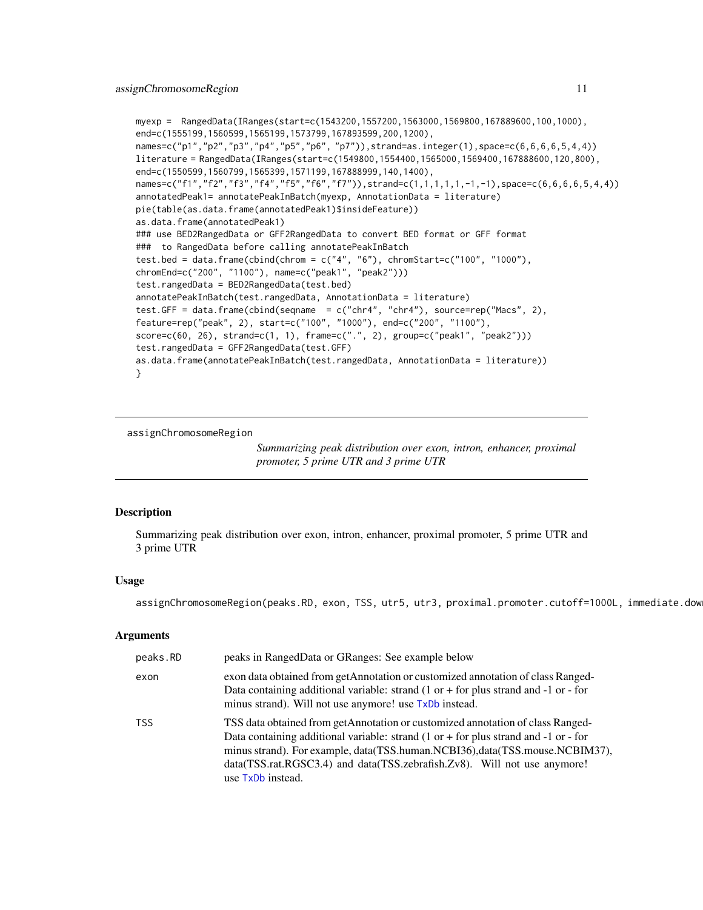```
myexp =  RangedData(IRanges(start=c(1543200,1557200,1563000,1569800,167889600,100,1000),
end=c(1555199,1560599,1565199,1573799,167893599,200,1200),
names=c("p1","p2","p3","p4","p5","p6", "p7")),strand=as.integer(1),space=c(6,6,6,6,5,4,4))
literature = RangedData(IRanges(start=c(1549800,1554400,1565000,1569400,167888600,120,800),
end=c(1550599,1560799,1565399,1571199,167888999,140,1400),
names=c("f1","f2","f3","f4","f5","f6","f7")),strand=c(1,1,1,1,1,-1,-1),space=c(6,6,6,6,5,4,4))
annotatedPeak1= annotatePeakInBatch(myexp, AnnotationData = literature)
pie(table(as.data.frame(annotatedPeak1)$insideFeature))
as.data.frame(annotatedPeak1)
### use BED2RangedData or GFF2RangedData to convert BED format or GFF format
###  to RangedData before calling annotatePeakInBatch
test.bed = data.frame(cbind(chrom = c("4", "6"), chromStart=c("100", "1000"),
chromEnd=c("200", "1100"), name=c("peak1", "peak2")))
test.rangedData = BED2RangedData(test.bed)
annotatePeakInBatch(test.rangedData, AnnotationData = literature)
test.GFF = data.frame(cbind(seqname  = c("chr4", "chr4"), source=rep("Macs", 2),
feature=rep("peak", 2), start=c("100", "1000"), end=c("200", "1100"),
score=c(60, 26), strand=c(1, 1), frame=c(".", 2), group=c("peak1", "peak2")))
test.rangedData = GFF2RangedData(test.GFF)
as.data.frame(annotatePeakInBatch(test.rangedData, AnnotationData = literature))
}
```

---

`assignChromosomeRegion`

*Summarizing peak distribution over exon, intron, enhancer, proximal promoter, 5 prime UTR and 3 prime UTR*

---

## Description

Summarizing peak distribution over exon, intron, enhancer, proximal promoter, 5 prime UTR and 3 prime UTR

## Usage

```
assignChromosomeRegion(peaks.RD, exon, TSS, utr5, utr3, proximal.promoter.cutoff=1000L, immediate.dow
```

## Arguments

| | |
|---|---|
| peaks.RD | peaks in RangedData or GRanges: See example below |
| exon | exon data obtained from getAnnotation or customized annotation of class RangedData containing additional variable: strand (1 or + for plus strand and -1 or - for minus strand). Will not use anymore! use TxDb instead. |
| TSS | TSS data obtained from getAnnotation or customized annotation of class RangedData containing additional variable: strand (1 or + for plus strand and -1 or - for minus strand). For example, data(TSS.human.NCBI36),data(TSS.mouse.NCBIM37), data(TSS.rat.RGSC3.4) and data(TSS.zebrafish.Zv8). Will not use anymore! use TxDb instead. |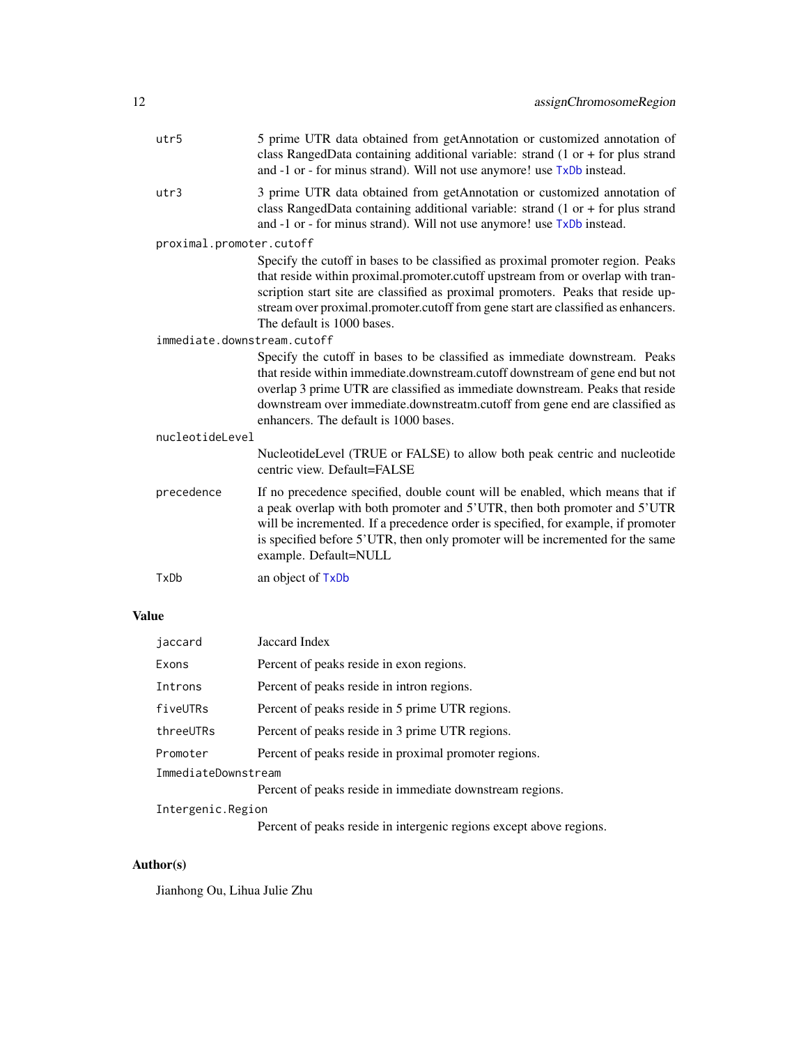| | |
|---|---|
| utr5 | 5 prime UTR data obtained from getAnnotation or customized annotation of class RangedData containing additional variable: strand (1 or + for plus strand and -1 or - for minus strand). Will not use anymore! use TxDb instead. |
| utr3 | 3 prime UTR data obtained from getAnnotation or customized annotation of class RangedData containing additional variable: strand (1 or + for plus strand and -1 or - for minus strand). Will not use anymore! use TxDb instead. |
| proximal.promoter.cutoff | Specify the cutoff in bases to be classified as proximal promoter region. Peaks that reside within proximal.promoter.cutoff upstream from or overlap with transcription start site are classified as proximal promoters. Peaks that reside upstream over proximal.promoter.cutoff from gene start are classified as enhancers. The default is 1000 bases. |
| immediate.downstream.cutoff | Specify the cutoff in bases to be classified as immediate downstream. Peaks that reside within immediate.downstream.cutoff downstream of gene end but not overlap 3 prime UTR are classified as immediate downstream. Peaks that reside downstream over immediate.downstreatm.cutoff from gene end are classified as enhancers. The default is 1000 bases. |
| nucleotideLevel | NucleotideLevel (TRUE or FALSE) to allow both peak centric and nucleotide centric view. Default=FALSE |
| precedence | If no precedence specified, double count will be enabled, which means that if a peak overlap with both promoter and 5'UTR, then both promoter and 5'UTR will be incremented. If a precedence order is specified, for example, if promoter is specified before 5'UTR, then only promoter will be incremented for the same example. Default=NULL |
| TxDb | an object of TxDb |

## Value

| | |
|---|---|
| jaccard | Jaccard Index |
| Exons | Percent of peaks reside in exon regions. |
| Introns | Percent of peaks reside in intron regions. |
| fiveUTRs | Percent of peaks reside in 5 prime UTR regions. |
| threeUTRs | Percent of peaks reside in 3 prime UTR regions. |
| Promoter | Percent of peaks reside in proximal promoter regions. |
| ImmediateDownstream | Percent of peaks reside in immediate downstream regions. |
| Intergenic.Region | Percent of peaks reside in intergenic regions except above regions. |

## Author(s)

Jianhong Ou, Lihua Julie Zhu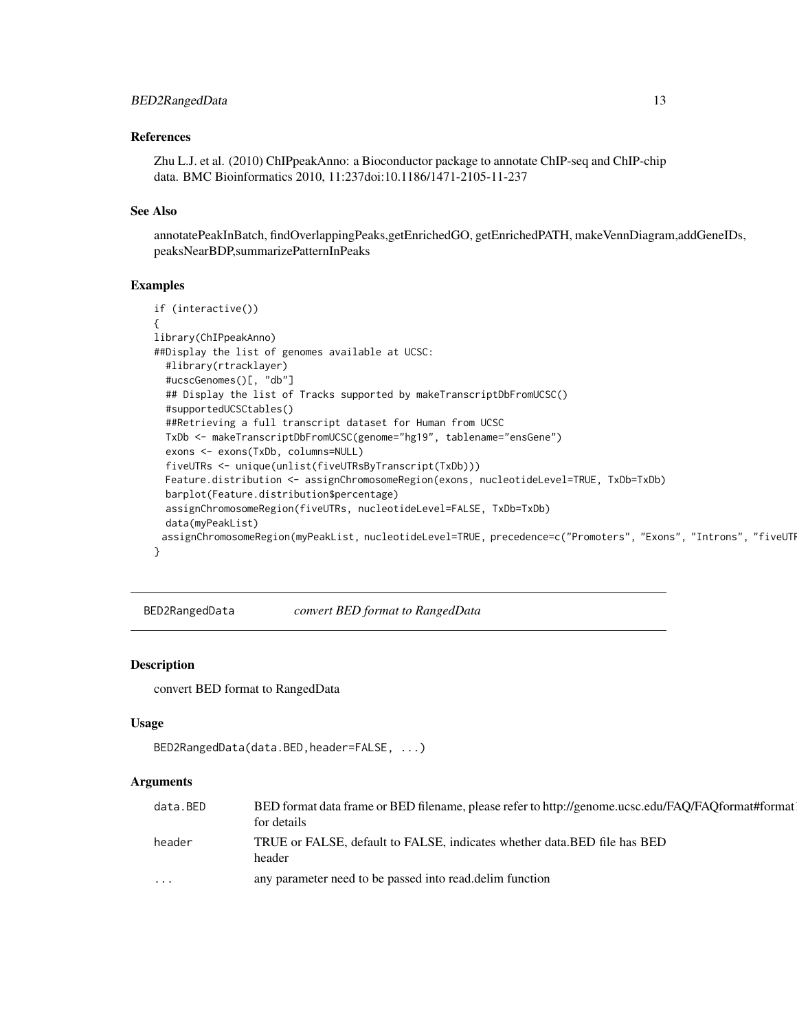## References

Zhu L.J. et al. (2010) ChIPpeakAnno: a Bioconductor package to annotate ChIP-seq and ChIP-chip data. BMC Bioinformatics 2010, 11:237doi:10.1186/1471-2105-11-237

## See Also

annotatePeakInBatch, findOverlappingPeaks,getEnrichedGO, getEnrichedPATH, makeVennDiagram,addGeneIDs, peaksNearBDP,summarizePatternInPeaks

## Examples

```
if (interactive())
{
library(ChIPpeakAnno)
##Display the list of genomes available at UCSC:
  #library(rtracklayer)
  #ucscGenomes()[, "db"]
  ## Display the list of Tracks supported by makeTranscriptDbFromUCSC()
  #supportedUCSCtables()
  ##Retrieving a full transcript dataset for Human from UCSC
  TxDb <- makeTranscriptDbFromUCSC(genome="hg19", tablename="ensGene")
  exons <- exons(TxDb, columns=NULL)
  fiveUTRs <- unique(unlist(fiveUTRsByTranscript(TxDb)))
  Feature.distribution <- assignChromosomeRegion(exons, nucleotideLevel=TRUE, TxDb=TxDb)
  barplot(Feature.distribution$percentage)
  assignChromosomeRegion(fiveUTRs, nucleotideLevel=FALSE, TxDb=TxDb)
  data(myPeakList)
 assignChromosomeRegion(myPeakList, nucleotideLevel=TRUE, precedence=c("Promoters", "Exons", "Introns", "fiveUTR
}
```

---

# BED2RangedData *convert BED format to RangedData*

## Description

convert BED format to RangedData

## Usage

```
BED2RangedData(data.BED,header=FALSE, ...)
```

## Arguments

| | |
|---|---|
| data.BED | BED format data frame or BED filename, please refer to http://genome.ucsc.edu/FAQ/FAQformat#format1 for details |
| header | TRUE or FALSE, default to FALSE, indicates whether data.BED file has BED header |
| ... | any parameter need to be passed into read.delim function |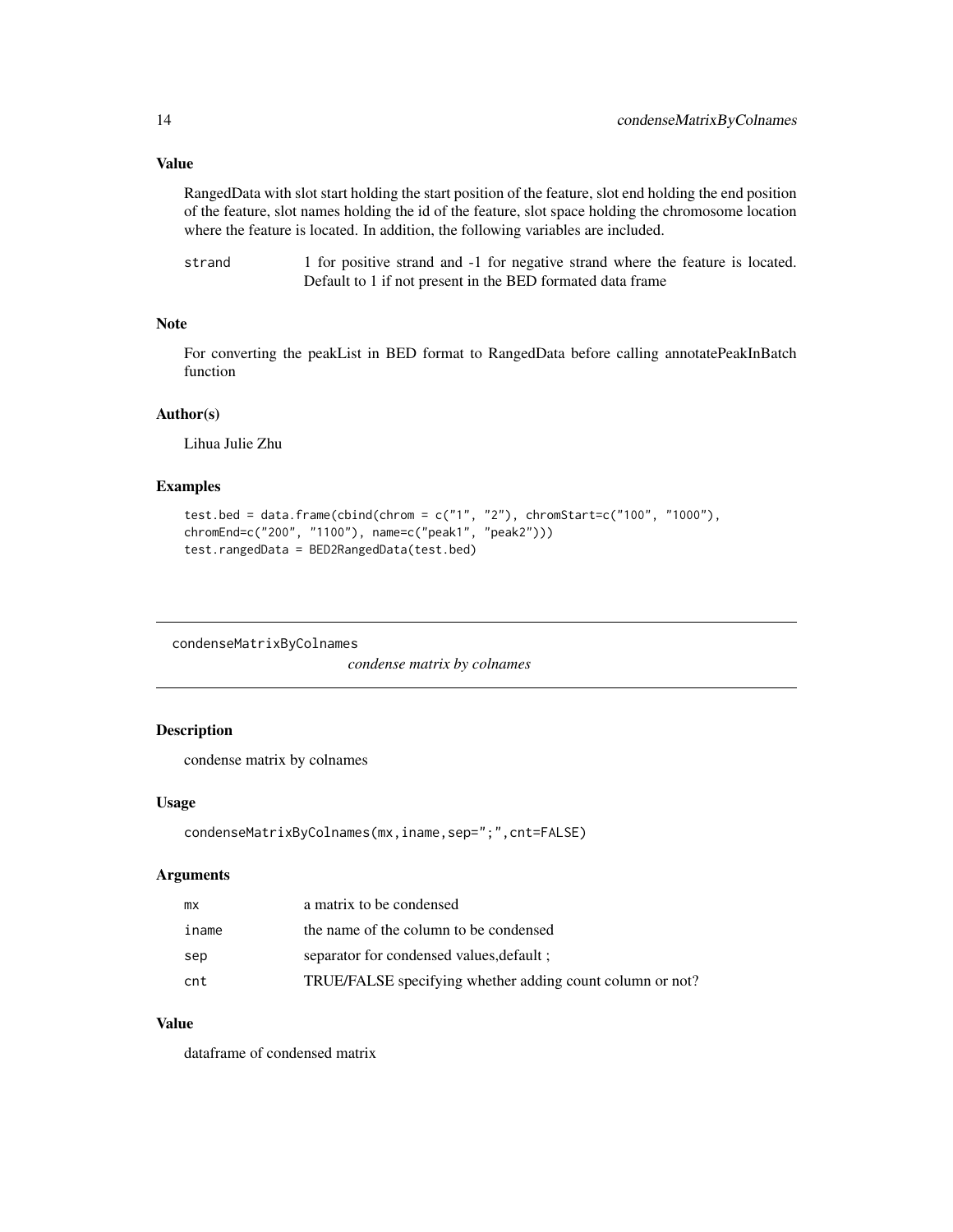### Value

RangedData with slot start holding the start position of the feature, slot end holding the end position of the feature, slot names holding the id of the feature, slot space holding the chromosome location where the feature is located. In addition, the following variables are included.

| | |
|---|---|
| strand | 1 for positive strand and -1 for negative strand where the feature is located. Default to 1 if not present in the BED formated data frame |

### Note

For converting the peakList in BED format to RangedData before calling annotatePeakInBatch function

### Author(s)

Lihua Julie Zhu

### Examples

```
test.bed = data.frame(cbind(chrom = c("1", "2"), chromStart=c("100", "1000"),
chromEnd=c("200", "1100"), name=c("peak1", "peak2")))
test.rangedData = BED2RangedData(test.bed)
```

---

## condenseMatrixByColnames

*condense matrix by colnames*

### Description

condense matrix by colnames

### Usage

```
condenseMatrixByColnames(mx,iname,sep=";",cnt=FALSE)
```

### Arguments

| | |
|---|---|
| mx | a matrix to be condensed |
| iname | the name of the column to be condensed |
| sep | separator for condensed values,default ; |
| cnt | TRUE/FALSE specifying whether adding count column or not? |

### Value

dataframe of condensed matrix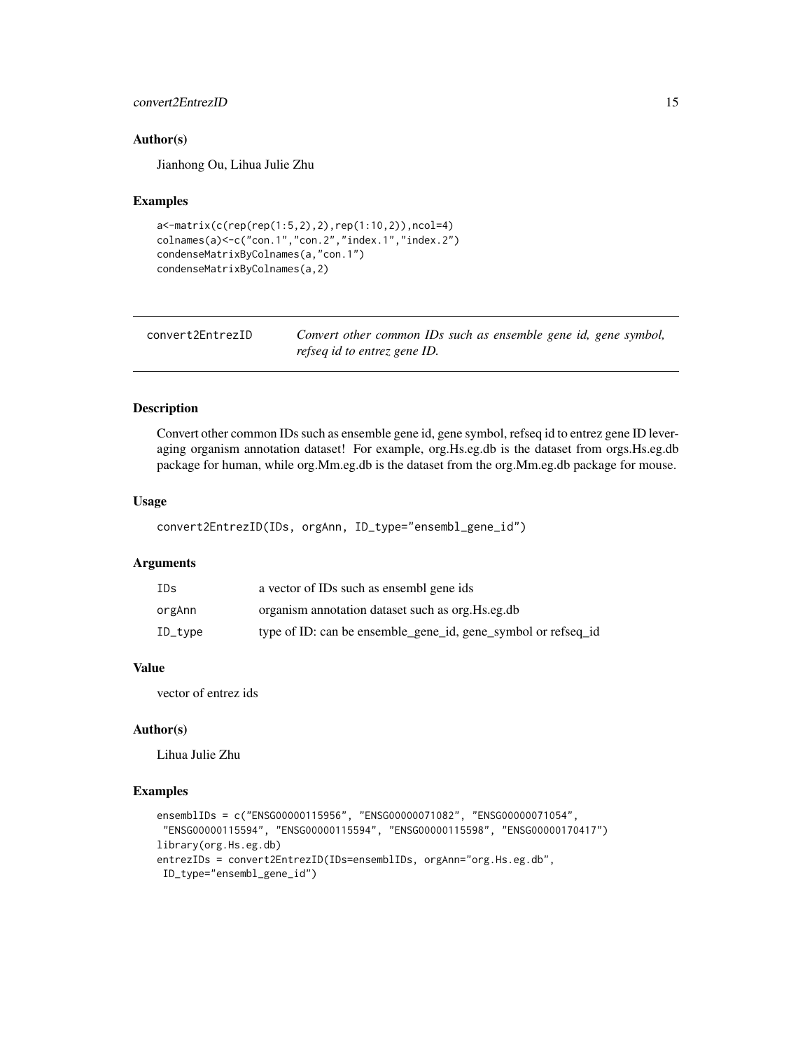### Author(s)

Jianhong Ou, Lihua Julie Zhu

### Examples

```
a<-matrix(c(rep(rep(1:5,2),2),rep(1:10,2)),ncol=4)
colnames(a)<-c("con.1","con.2","index.1","index.2")
condenseMatrixByColnames(a,"con.1")
condenseMatrixByColnames(a,2)
```

---

## convert2EntrezID

*Convert other common IDs such as ensemble gene id, gene symbol, refseq id to entrez gene ID.*

---

### Description

Convert other common IDs such as ensemble gene id, gene symbol, refseq id to entrez gene ID leveraging organism annotation dataset! For example, org.Hs.eg.db is the dataset from orgs.Hs.eg.db package for human, while org.Mm.eg.db is the dataset from the org.Mm.eg.db package for mouse.

### Usage

```
convert2EntrezID(IDs, orgAnn, ID_type="ensembl_gene_id")
```

### Arguments

| | |
|---|---|
| IDs | a vector of IDs such as ensembl gene ids |
| orgAnn | organism annotation dataset such as org.Hs.eg.db |
| ID_type | type of ID: can be ensemble_gene_id, gene_symbol or refseq_id |

### Value

vector of entrez ids

### Author(s)

Lihua Julie Zhu

### Examples

```
ensemblIDs = c("ENSG00000115956", "ENSG00000071082", "ENSG00000071054",
 "ENSG00000115594", "ENSG00000115594", "ENSG00000115598", "ENSG00000170417")
library(org.Hs.eg.db)
entrezIDs = convert2EntrezID(IDs=ensemblIDs, orgAnn="org.Hs.eg.db",
 ID_type="ensembl_gene_id")
```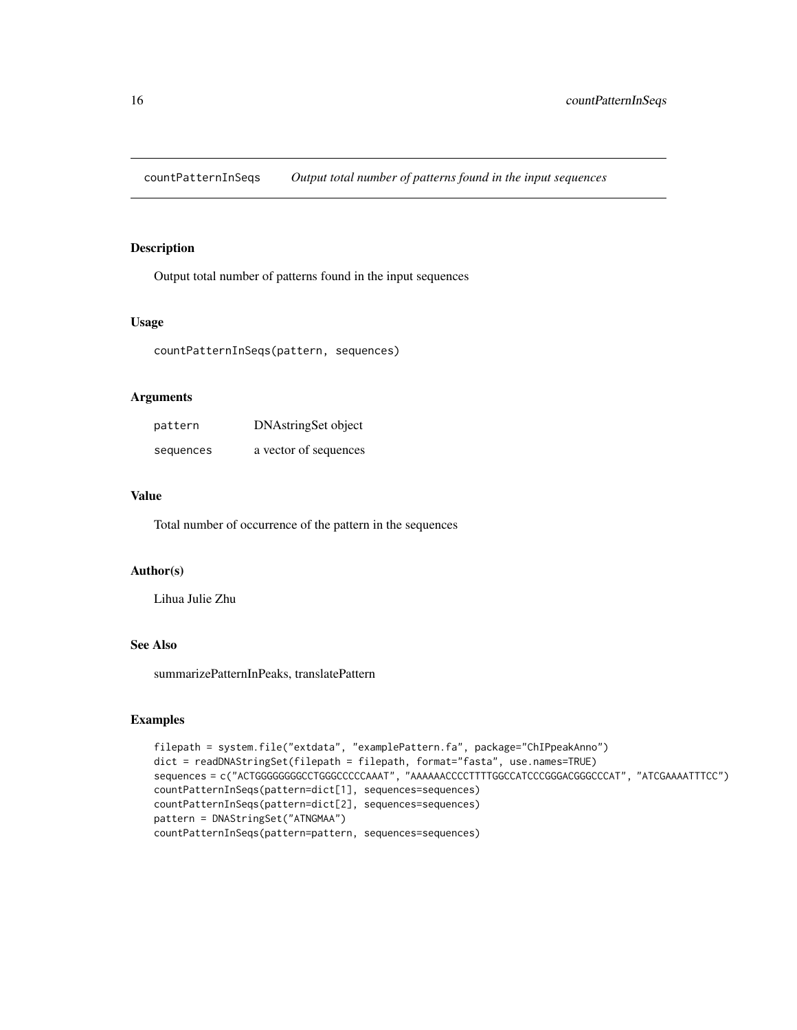## countPatternInSeqs    *Output total number of patterns found in the input sequences*

### Description

Output total number of patterns found in the input sequences

### Usage

```
countPatternInSeqs(pattern, sequences)
```

### Arguments

| | |
|---|---|
| `pattern` | DNAstringSet object |
| `sequences` | a vector of sequences |

### Value

Total number of occurrence of the pattern in the sequences

### Author(s)

Lihua Julie Zhu

### See Also

summarizePatternInPeaks, translatePattern

### Examples

```
filepath = system.file("extdata", "examplePattern.fa", package="ChIPpeakAnno")
dict = readDNAStringSet(filepath = filepath, format="fasta", use.names=TRUE)
sequences = c("ACTGGGGGGGGCCTGGGCCCCCAAAT", "AAAAAACCCCTTTTGGCCATCCCGGGACGGGCCCAT", "ATCGAAAATTTCC")
countPatternInSeqs(pattern=dict[1], sequences=sequences)
countPatternInSeqs(pattern=dict[2], sequences=sequences)
pattern = DNAStringSet("ATNGMAA")
countPatternInSeqs(pattern=pattern, sequences=sequences)
```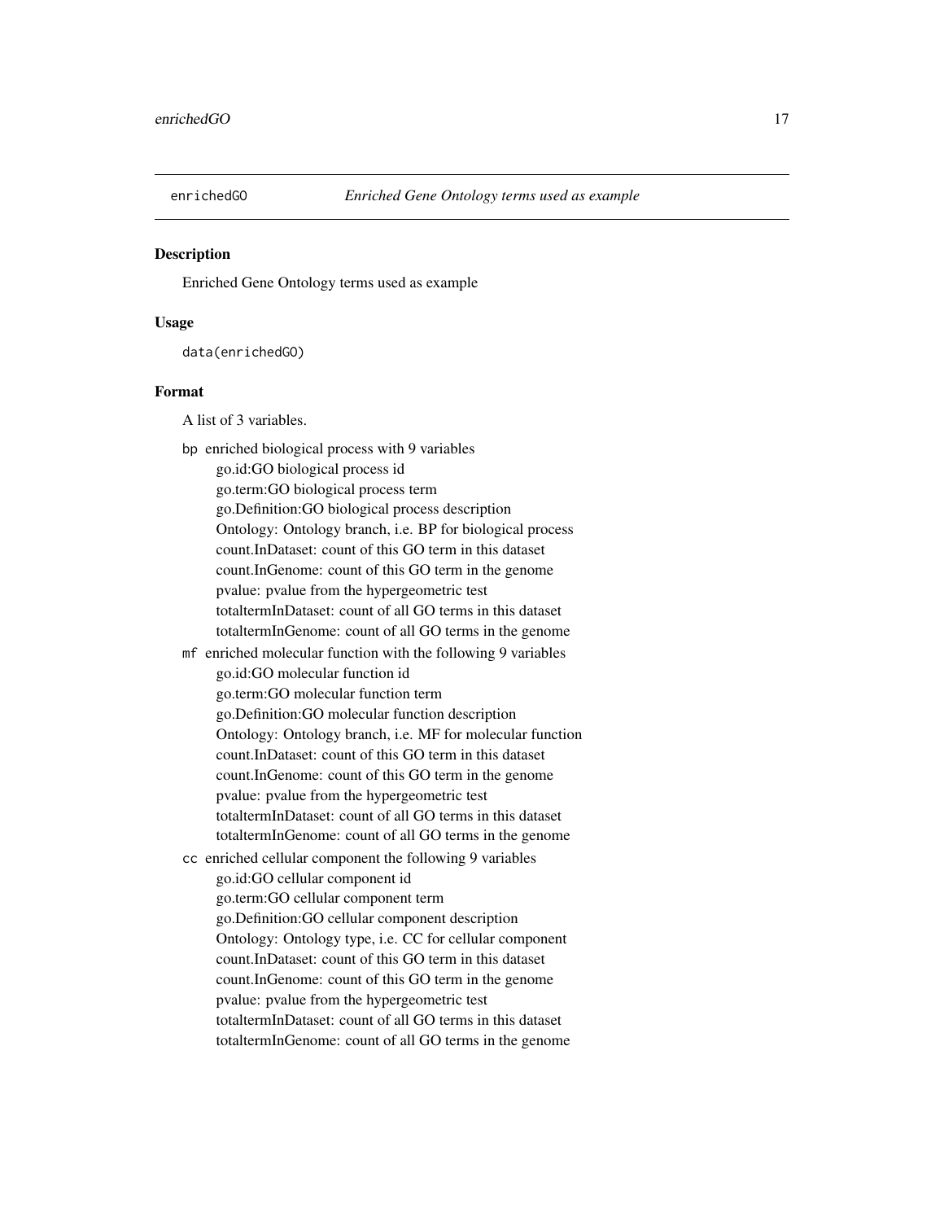## enrichedGO — *Enriched Gene Ontology terms used as example*

### Description

Enriched Gene Ontology terms used as example

### Usage

```
data(enrichedGO)
```

### Format

A list of 3 variables.

- `bp` enriched biological process with 9 variables
  - go.id:GO biological process id
  - go.term:GO biological process term
  - go.Definition:GO biological process description
  - Ontology: Ontology branch, i.e. BP for biological process
  - count.InDataset: count of this GO term in this dataset
  - count.InGenome: count of this GO term in the genome
  - pvalue: pvalue from the hypergeometric test
  - totaltermInDataset: count of all GO terms in this dataset
  - totaltermInGenome: count of all GO terms in the genome
- `mf` enriched molecular function with the following 9 variables
  - go.id:GO molecular function id
  - go.term:GO molecular function term
  - go.Definition:GO molecular function description
  - Ontology: Ontology branch, i.e. MF for molecular function
  - count.InDataset: count of this GO term in this dataset
  - count.InGenome: count of this GO term in the genome
  - pvalue: pvalue from the hypergeometric test
  - totaltermInDataset: count of all GO terms in this dataset
  - totaltermInGenome: count of all GO terms in the genome
- `cc` enriched cellular component the following 9 variables
  - go.id:GO cellular component id
  - go.term:GO cellular component term
  - go.Definition:GO cellular component description
  - Ontology: Ontology type, i.e. CC for cellular component
  - count.InDataset: count of this GO term in this dataset
  - count.InGenome: count of this GO term in the genome
  - pvalue: pvalue from the hypergeometric test
  - totaltermInDataset: count of all GO terms in this dataset
  - totaltermInGenome: count of all GO terms in the genome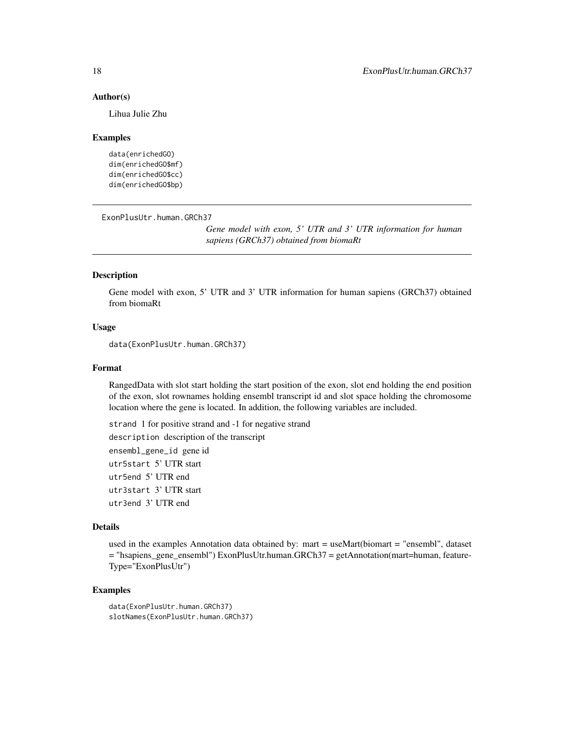### Author(s)

Lihua Julie Zhu

### Examples

```
data(enrichedGO)
dim(enrichedGO$mf)
dim(enrichedGO$cc)
dim(enrichedGO$bp)
```

---

## ExonPlusUtr.human.GRCh37

*Gene model with exon, 5' UTR and 3' UTR information for human sapiens (GRCh37) obtained from biomaRt*

### Description

Gene model with exon, 5' UTR and 3' UTR information for human sapiens (GRCh37) obtained from biomaRt

### Usage

```
data(ExonPlusUtr.human.GRCh37)
```

### Format

RangedData with slot start holding the start position of the exon, slot end holding the end position of the exon, slot rownames holding ensembl transcript id and slot space holding the chromosome location where the gene is located. In addition, the following variables are included.

`strand` 1 for positive strand and -1 for negative strand

`description` description of the transcript

`ensembl_gene_id` gene id

`utr5start` 5' UTR start

`utr5end` 5' UTR end

`utr3start` 3' UTR start

`utr3end` 3' UTR end

### Details

used in the examples Annotation data obtained by: mart = useMart(biomart = "ensembl", dataset = "hsapiens_gene_ensembl") ExonPlusUtr.human.GRCh37 = getAnnotation(mart=human, featureType="ExonPlusUtr")

### Examples

```
data(ExonPlusUtr.human.GRCh37)
slotNames(ExonPlusUtr.human.GRCh37)
```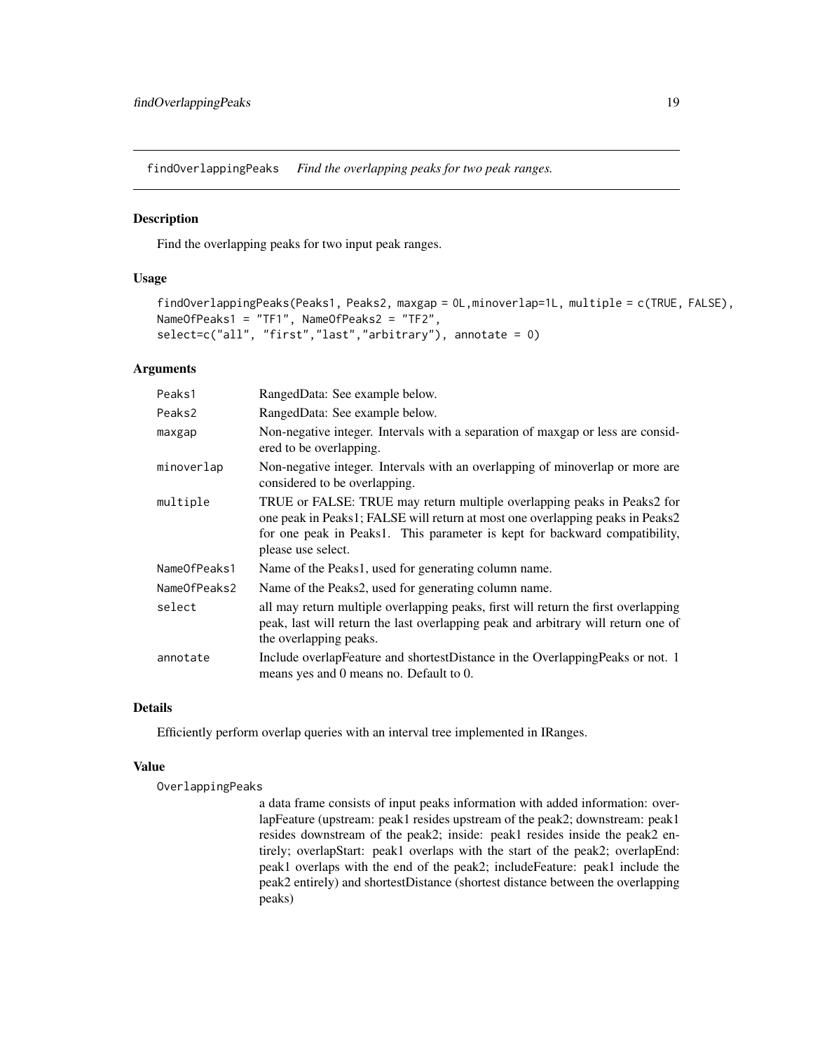findOverlappingPeaks *Find the overlapping peaks for two peak ranges.*

## Description

Find the overlapping peaks for two input peak ranges.

## Usage

```
findOverlappingPeaks(Peaks1, Peaks2, maxgap = 0L,minoverlap=1L, multiple = c(TRUE, FALSE),
NameOfPeaks1 = "TF1", NameOfPeaks2 = "TF2",
select=c("all", "first","last","arbitrary"), annotate = 0)
```

## Arguments

| | |
|---|---|
| Peaks1 | RangedData: See example below. |
| Peaks2 | RangedData: See example below. |
| maxgap | Non-negative integer. Intervals with a separation of maxgap or less are considered to be overlapping. |
| minoverlap | Non-negative integer. Intervals with an overlapping of minoverlap or more are considered to be overlapping. |
| multiple | TRUE or FALSE: TRUE may return multiple overlapping peaks in Peaks2 for one peak in Peaks1; FALSE will return at most one overlapping peaks in Peaks2 for one peak in Peaks1. This parameter is kept for backward compatibility, please use select. |
| NameOfPeaks1 | Name of the Peaks1, used for generating column name. |
| NameOfPeaks2 | Name of the Peaks2, used for generating column name. |
| select | all may return multiple overlapping peaks, first will return the first overlapping peak, last will return the last overlapping peak and arbitrary will return one of the overlapping peaks. |
| annotate | Include overlapFeature and shortestDistance in the OverlappingPeaks or not. 1 means yes and 0 means no. Default to 0. |

## Details

Efficiently perform overlap queries with an interval tree implemented in IRanges.

## Value

OverlappingPeaks

a data frame consists of input peaks information with added information: overlapFeature (upstream: peak1 resides upstream of the peak2; downstream: peak1 resides downstream of the peak2; inside: peak1 resides inside the peak2 entirely; overlapStart: peak1 overlaps with the start of the peak2; overlapEnd: peak1 overlaps with the end of the peak2; includeFeature: peak1 include the peak2 entirely) and shortestDistance (shortest distance between the overlapping peaks)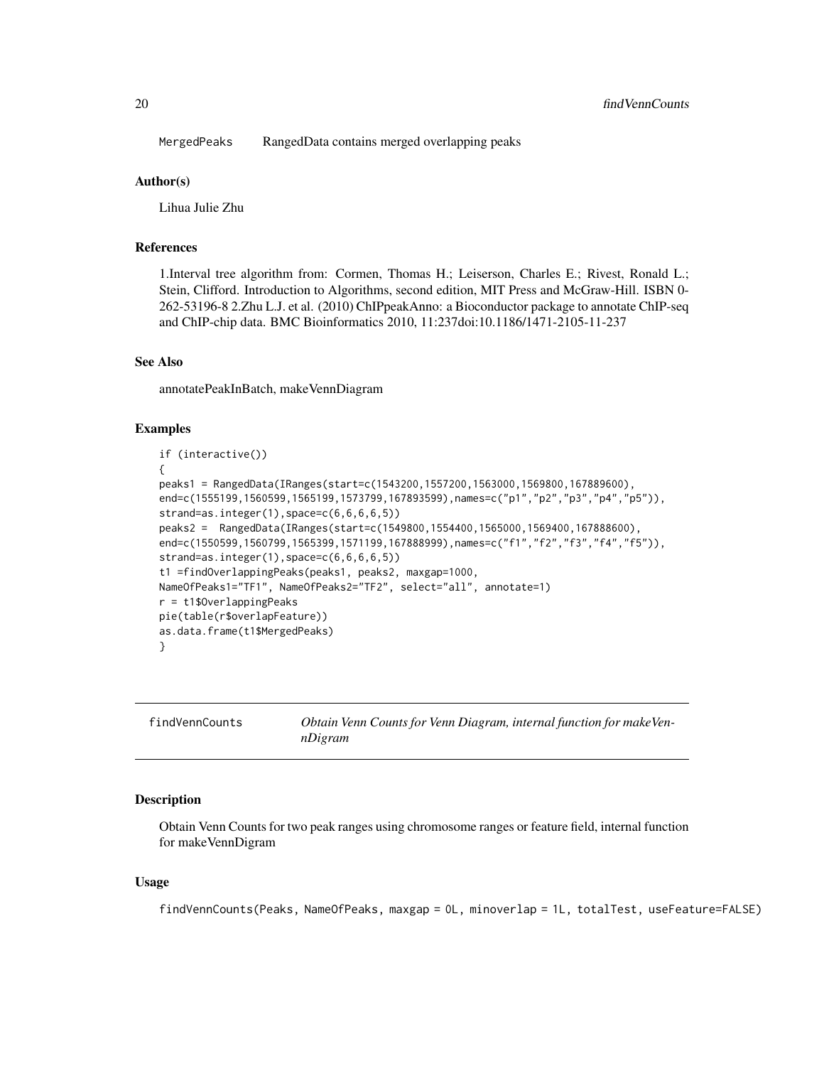MergedPeaks    RangedData contains merged overlapping peaks

### Author(s)

Lihua Julie Zhu

### References

1.Interval tree algorithm from: Cormen, Thomas H.; Leiserson, Charles E.; Rivest, Ronald L.; Stein, Clifford. Introduction to Algorithms, second edition, MIT Press and McGraw-Hill. ISBN 0-262-53196-8 2.Zhu L.J. et al. (2010) ChIPpeakAnno: a Bioconductor package to annotate ChIP-seq and ChIP-chip data. BMC Bioinformatics 2010, 11:237doi:10.1186/1471-2105-11-237

### See Also

annotatePeakInBatch, makeVennDiagram

### Examples

```
if (interactive())
{
peaks1 = RangedData(IRanges(start=c(1543200,1557200,1563000,1569800,167889600),
end=c(1555199,1560599,1565199,1573799,167893599),names=c("p1","p2","p3","p4","p5")),
strand=as.integer(1),space=c(6,6,6,6,5))
peaks2 =  RangedData(IRanges(start=c(1549800,1554400,1565000,1569400,167888600),
end=c(1550599,1560799,1565399,1571199,167888999),names=c("f1","f2","f3","f4","f5")),
strand=as.integer(1),space=c(6,6,6,6,5))
t1 =findOverlappingPeaks(peaks1, peaks2, maxgap=1000,
NameOfPeaks1="TF1", NameOfPeaks2="TF2", select="all", annotate=1)
r = t1$OverlappingPeaks
pie(table(r$overlapFeature))
as.data.frame(t1$MergedPeaks)
}
```

---

## findVennCounts    *Obtain Venn Counts for Venn Diagram, internal function for makeVennDigram*

### Description

Obtain Venn Counts for two peak ranges using chromosome ranges or feature field, internal function for makeVennDigram

### Usage

```
findVennCounts(Peaks, NameOfPeaks, maxgap = 0L, minoverlap = 1L, totalTest, useFeature=FALSE)
```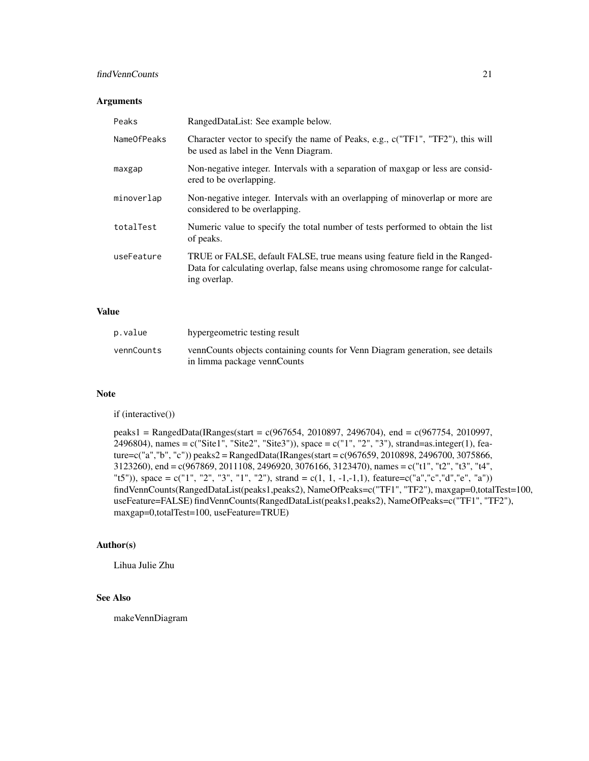## Arguments

| | |
|---|---|
| Peaks | RangedDataList: See example below. |
| NameOfPeaks | Character vector to specify the name of Peaks, e.g., c("TF1", "TF2"), this will be used as label in the Venn Diagram. |
| maxgap | Non-negative integer. Intervals with a separation of maxgap or less are considered to be overlapping. |
| minoverlap | Non-negative integer. Intervals with an overlapping of minoverlap or more are considered to be overlapping. |
| totalTest | Numeric value to specify the total number of tests performed to obtain the list of peaks. |
| useFeature | TRUE or FALSE, default FALSE, true means using feature field in the RangedData for calculating overlap, false means using chromosome range for calculating overlap. |

## Value

| | |
|---|---|
| p.value | hypergeometric testing result |
| vennCounts | vennCounts objects containing counts for Venn Diagram generation, see details in limma package vennCounts |

## Note

if (interactive())

peaks1 = RangedData(IRanges(start = c(967654, 2010897, 2496704), end = c(967754, 2010997, 2496804), names = c("Site1", "Site2", "Site3")), space = c("1", "2", "3"), strand=as.integer(1), feature=c("a","b", "c")) peaks2 = RangedData(IRanges(start = c(967659, 2010898, 2496700, 3075866, 3123260), end = c(967869, 2011108, 2496920, 3076166, 3123470), names = c("t1", "t2", "t3", "t4", "t5")), space = c("1", "2", "3", "1", "2"), strand = c(1, 1, -1,-1,1), feature=c("a","c","d","e", "a")) findVennCounts(RangedDataList(peaks1,peaks2), NameOfPeaks=c("TF1", "TF2"), maxgap=0,totalTest=100, useFeature=FALSE) findVennCounts(RangedDataList(peaks1,peaks2), NameOfPeaks=c("TF1", "TF2"), maxgap=0,totalTest=100, useFeature=TRUE)

## Author(s)

Lihua Julie Zhu

## See Also

makeVennDiagram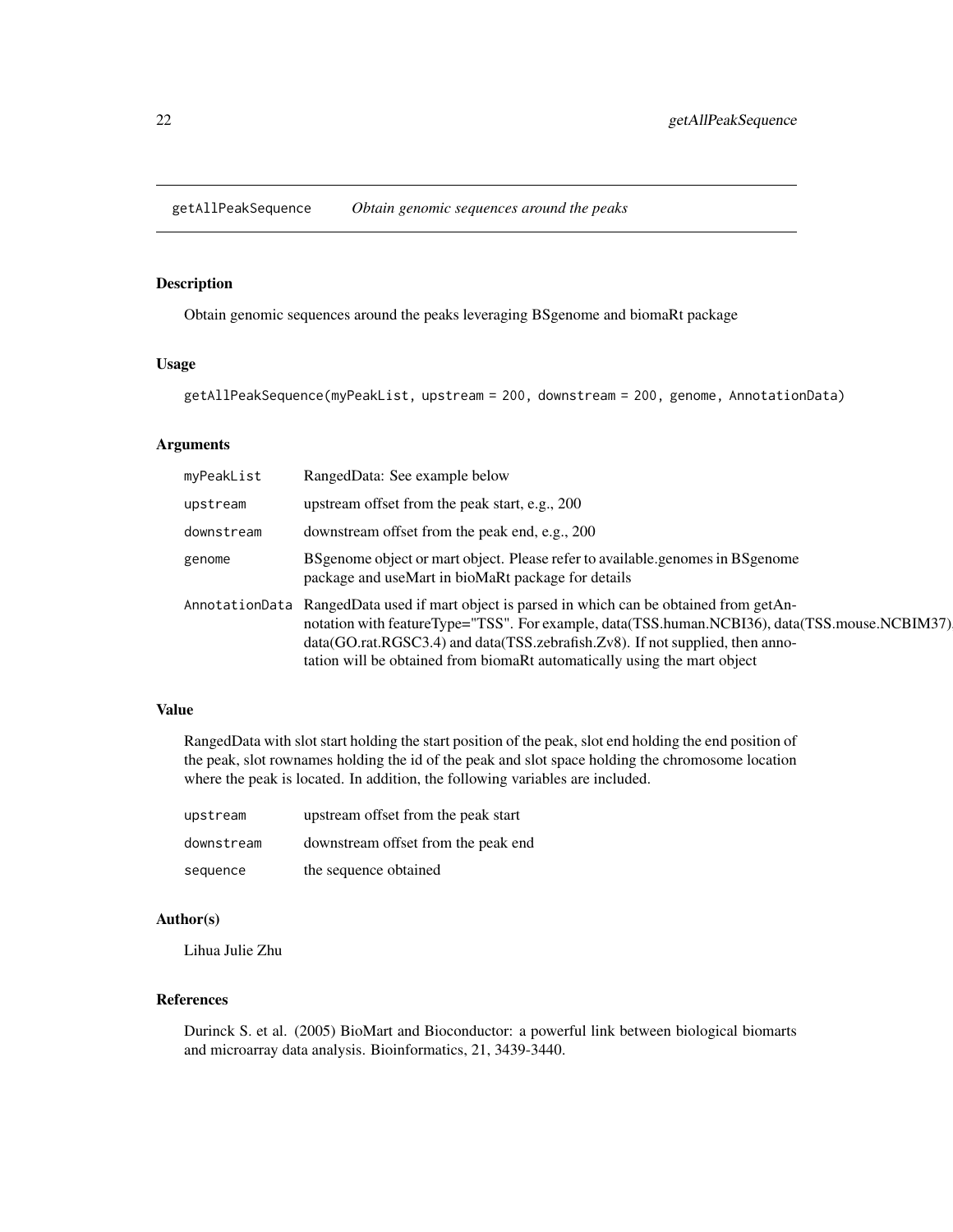# getAllPeakSequence *Obtain genomic sequences around the peaks*

## Description

Obtain genomic sequences around the peaks leveraging BSgenome and biomaRt package

## Usage

```
getAllPeakSequence(myPeakList, upstream = 200, downstream = 200, genome, AnnotationData)
```

## Arguments

| | |
|---|---|
| myPeakList | RangedData: See example below |
| upstream | upstream offset from the peak start, e.g., 200 |
| downstream | downstream offset from the peak end, e.g., 200 |
| genome | BSgenome object or mart object. Please refer to available.genomes in BSgenome package and useMart in bioMaRt package for details |
| AnnotationData | RangedData used if mart object is parsed in which can be obtained from getAnnotation with featureType="TSS". For example, data(TSS.human.NCBI36), data(TSS.mouse.NCBIM37), data(GO.rat.RGSC3.4) and data(TSS.zebrafish.Zv8). If not supplied, then annotation will be obtained from biomaRt automatically using the mart object |

## Value

RangedData with slot start holding the start position of the peak, slot end holding the end position of the peak, slot rownames holding the id of the peak and slot space holding the chromosome location where the peak is located. In addition, the following variables are included.

| | |
|---|---|
| upstream | upstream offset from the peak start |
| downstream | downstream offset from the peak end |
| sequence | the sequence obtained |

## Author(s)

Lihua Julie Zhu

## References

Durinck S. et al. (2005) BioMart and Bioconductor: a powerful link between biological biomarts and microarray data analysis. Bioinformatics, 21, 3439-3440.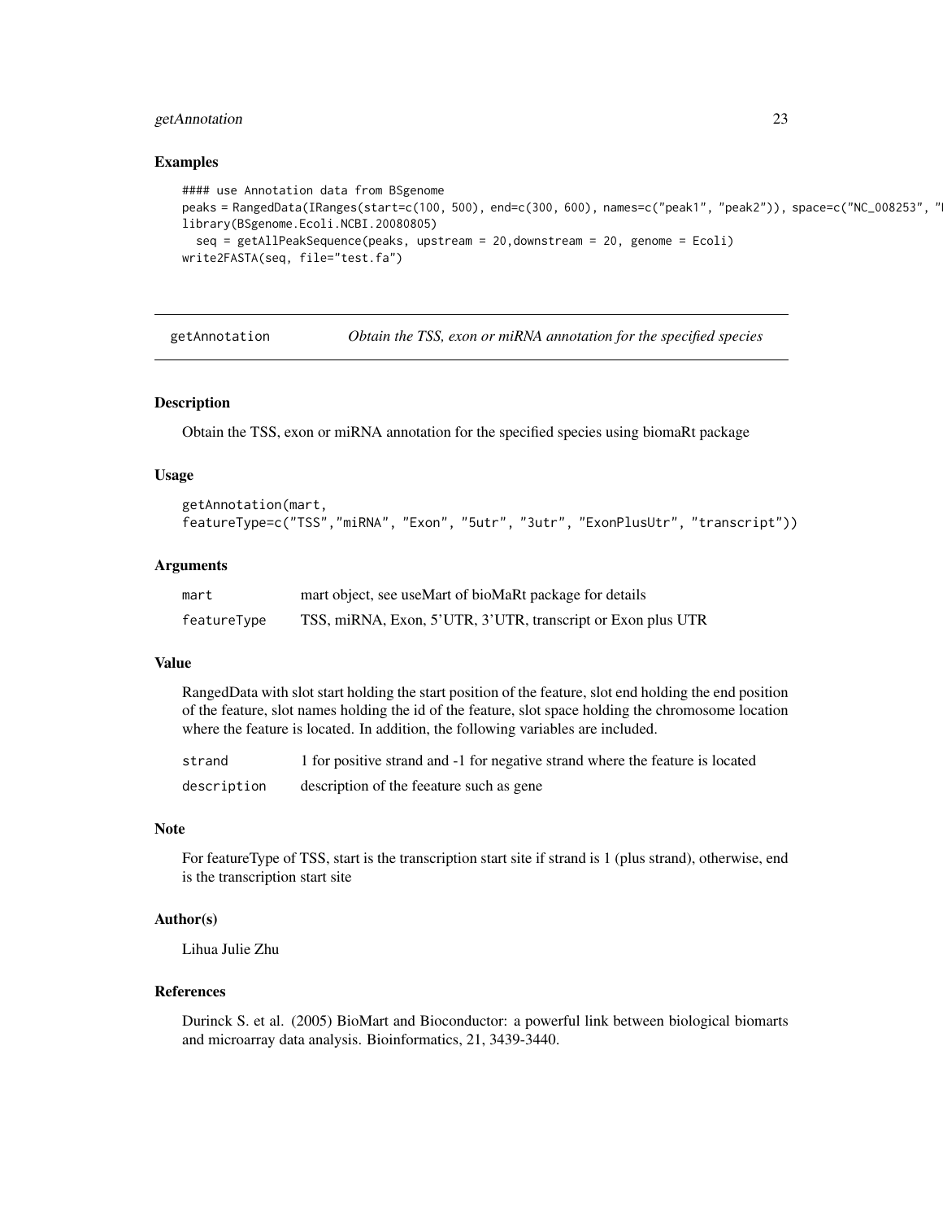## Examples

```
#### use Annotation data from BSgenome
peaks = RangedData(IRanges(start=c(100, 500), end=c(300, 600), names=c("peak1", "peak2")), space=c("NC_008253", "N
library(BSgenome.Ecoli.NCBI.20080805)
  seq = getAllPeakSequence(peaks, upstream = 20,downstream = 20, genome = Ecoli)
write2FASTA(seq, file="test.fa")
```

---

# getAnnotation *Obtain the TSS, exon or miRNA annotation for the specified species*

---

## Description

Obtain the TSS, exon or miRNA annotation for the specified species using biomaRt package

## Usage

```
getAnnotation(mart,
featureType=c("TSS","miRNA", "Exon", "5utr", "3utr", "ExonPlusUtr", "transcript"))
```

## Arguments

| | |
|---|---|
| mart | mart object, see useMart of bioMaRt package for details |
| featureType | TSS, miRNA, Exon, 5'UTR, 3'UTR, transcript or Exon plus UTR |

## Value

RangedData with slot start holding the start position of the feature, slot end holding the end position of the feature, slot names holding the id of the feature, slot space holding the chromosome location where the feature is located. In addition, the following variables are included.

| | |
|---|---|
| strand | 1 for positive strand and -1 for negative strand where the feature is located |
| description | description of the feeature such as gene |

## Note

For featureType of TSS, start is the transcription start site if strand is 1 (plus strand), otherwise, end is the transcription start site

## Author(s)

Lihua Julie Zhu

## References

Durinck S. et al. (2005) BioMart and Bioconductor: a powerful link between biological biomarts and microarray data analysis. Bioinformatics, 21, 3439-3440.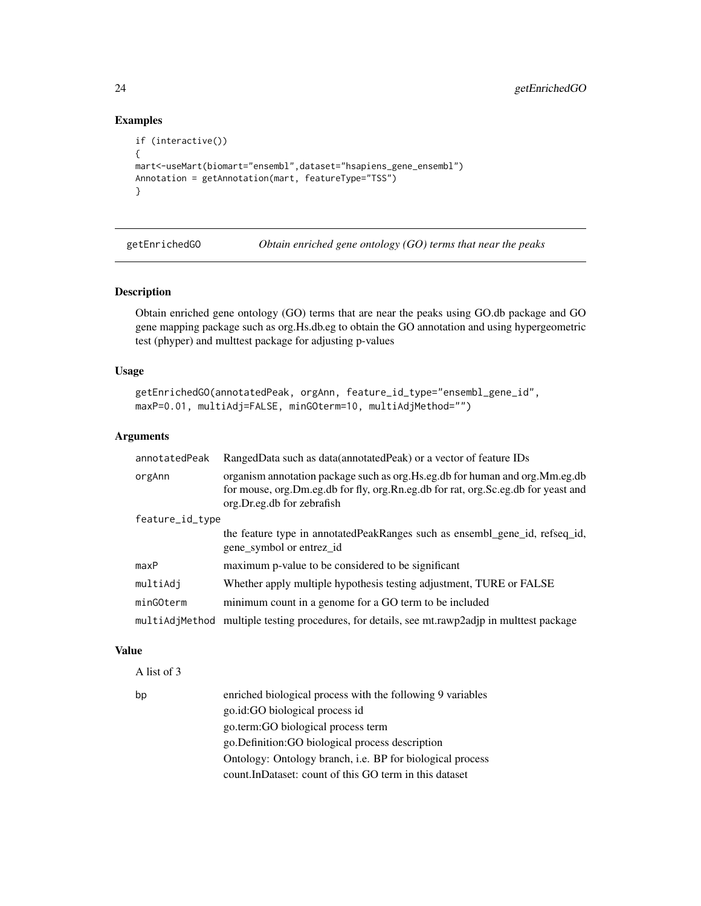### Examples

```
if (interactive())
{
mart<-useMart(biomart="ensembl",dataset="hsapiens_gene_ensembl")
Annotation = getAnnotation(mart, featureType="TSS")
}
```

## getEnrichedGO — *Obtain enriched gene ontology (GO) terms that near the peaks*

### Description

Obtain enriched gene ontology (GO) terms that are near the peaks using GO.db package and GO gene mapping package such as org.Hs.db.eg to obtain the GO annotation and using hypergeometric test (phyper) and multtest package for adjusting p-values

### Usage

```
getEnrichedGO(annotatedPeak, orgAnn, feature_id_type="ensembl_gene_id",
maxP=0.01, multiAdj=FALSE, minGOterm=10, multiAdjMethod="")
```

### Arguments

| | |
|---|---|
| annotatedPeak | RangedData such as data(annotatedPeak) or a vector of feature IDs |
| orgAnn | organism annotation package such as org.Hs.eg.db for human and org.Mm.eg.db for mouse, org.Dm.eg.db for fly, org.Rn.eg.db for rat, org.Sc.eg.db for yeast and org.Dr.eg.db for zebrafish |
| feature_id_type | the feature type in annotatedPeakRanges such as ensembl_gene_id, refseq_id, gene_symbol or entrez_id |
| maxP | maximum p-value to be considered to be significant |
| multiAdj | Whether apply multiple hypothesis testing adjustment, TURE or FALSE |
| minGOterm | minimum count in a genome for a GO term to be included |
| multiAdjMethod | multiple testing procedures, for details, see mt.rawp2adjp in multtest package |

### Value

A list of 3

bp — enriched biological process with the following 9 variables

go.id:GO biological process id

go.term:GO biological process term

go.Definition:GO biological process description

Ontology: Ontology branch, i.e. BP for biological process

count.InDataset: count of this GO term in this dataset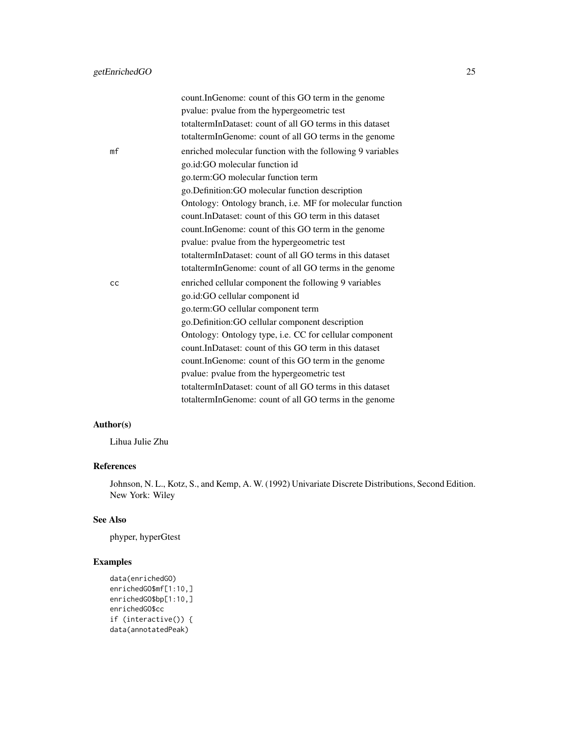count.InGenome: count of this GO term in the genome
pvalue: pvalue from the hypergeometric test
totaltermInDataset: count of all GO terms in this dataset
totaltermInGenome: count of all GO terms in the genome

`mf` enriched molecular function with the following 9 variables
go.id:GO molecular function id
go.term:GO molecular function term
go.Definition:GO molecular function description
Ontology: Ontology branch, i.e. MF for molecular function
count.InDataset: count of this GO term in this dataset
count.InGenome: count of this GO term in the genome
pvalue: pvalue from the hypergeometric test
totaltermInDataset: count of all GO terms in this dataset
totaltermInGenome: count of all GO terms in the genome

`cc` enriched cellular component the following 9 variables
go.id:GO cellular component id
go.term:GO cellular component term
go.Definition:GO cellular component description
Ontology: Ontology type, i.e. CC for cellular component
count.InDataset: count of this GO term in this dataset
count.InGenome: count of this GO term in the genome
pvalue: pvalue from the hypergeometric test
totaltermInDataset: count of all GO terms in this dataset
totaltermInGenome: count of all GO terms in the genome

## Author(s)

Lihua Julie Zhu

## References

Johnson, N. L., Kotz, S., and Kemp, A. W. (1992) Univariate Discrete Distributions, Second Edition. New York: Wiley

## See Also

phyper, hyperGtest

## Examples

```
data(enrichedGO)
enrichedGO$mf[1:10,]
enrichedGO$bp[1:10,]
enrichedGO$cc
if (interactive()) {
data(annotatedPeak)
```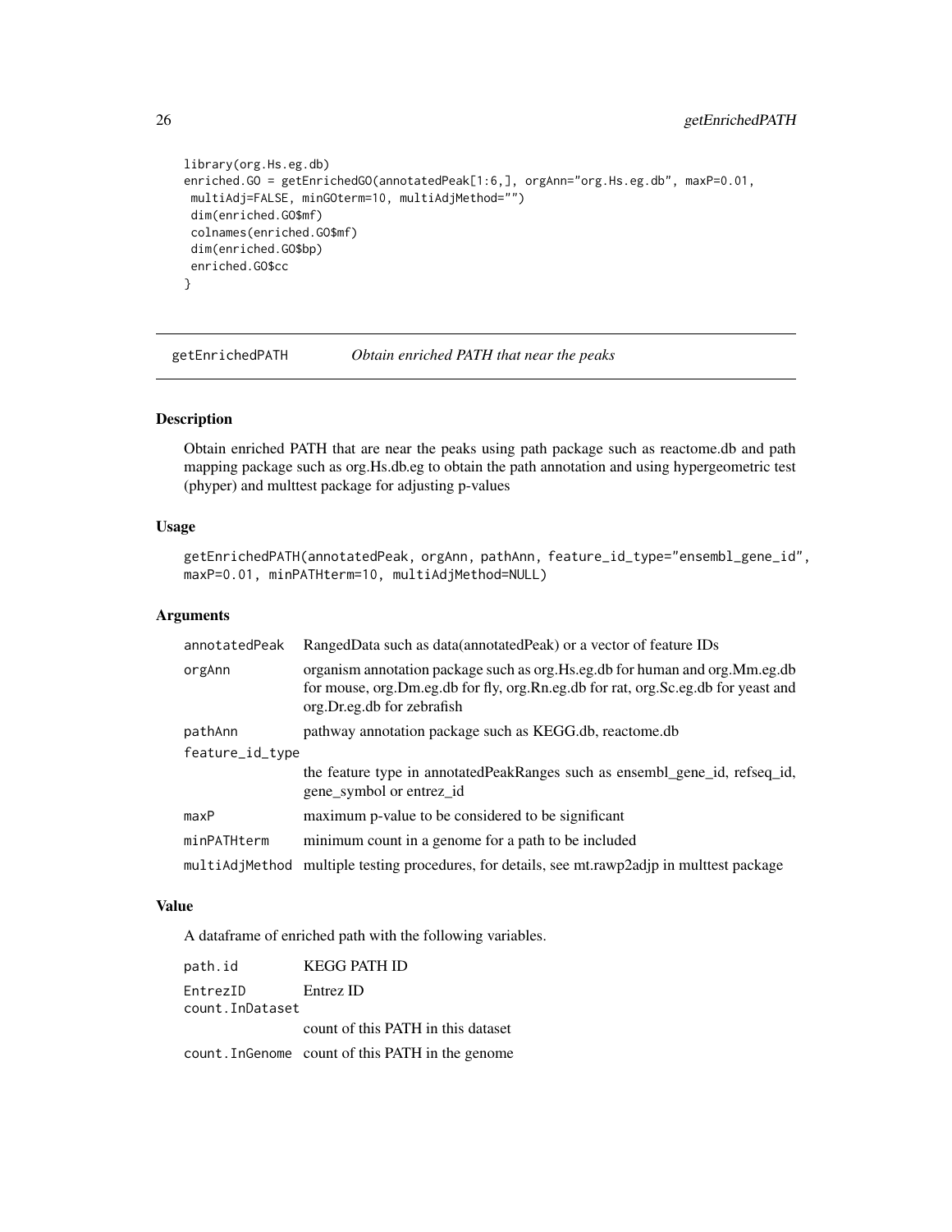```
library(org.Hs.eg.db)
enriched.GO = getEnrichedGO(annotatedPeak[1:6,], orgAnn="org.Hs.eg.db", maxP=0.01,
 multiAdj=FALSE, minGOterm=10, multiAdjMethod="")
 dim(enriched.GO$mf)
 colnames(enriched.GO$mf)
 dim(enriched.GO$bp)
 enriched.GO$cc
}
```

## getEnrichedPATH — *Obtain enriched PATH that near the peaks*

### Description

Obtain enriched PATH that are near the peaks using path package such as reactome.db and path mapping package such as org.Hs.db.eg to obtain the path annotation and using hypergeometric test (phyper) and multtest package for adjusting p-values

### Usage

```
getEnrichedPATH(annotatedPeak, orgAnn, pathAnn, feature_id_type="ensembl_gene_id",
maxP=0.01, minPATHterm=10, multiAdjMethod=NULL)
```

### Arguments

| | |
|---|---|
| annotatedPeak | RangedData such as data(annotatedPeak) or a vector of feature IDs |
| orgAnn | organism annotation package such as org.Hs.eg.db for human and org.Mm.eg.db for mouse, org.Dm.eg.db for fly, org.Rn.eg.db for rat, org.Sc.eg.db for yeast and org.Dr.eg.db for zebrafish |
| pathAnn | pathway annotation package such as KEGG.db, reactome.db |
| feature_id_type | the feature type in annotatedPeakRanges such as ensembl_gene_id, refseq_id, gene_symbol or entrez_id |
| maxP | maximum p-value to be considered to be significant |
| minPATHterm | minimum count in a genome for a path to be included |
| multiAdjMethod | multiple testing procedures, for details, see mt.rawp2adjp in multtest package |

### Value

A dataframe of enriched path with the following variables.

| | |
|---|---|
| path.id | KEGG PATH ID |
| EntrezID | Entrez ID |
| count.InDataset | count of this PATH in this dataset |
| count.InGenome | count of this PATH in the genome |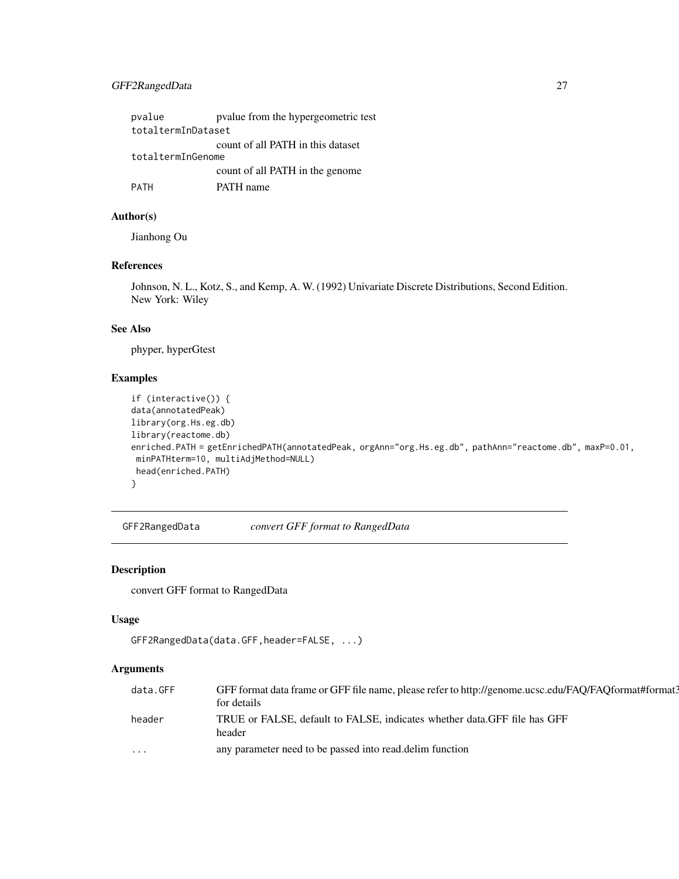| | |
|---|---|
| pvalue | pvalue from the hypergeometric test |
| totaltermInDataset | count of all PATH in this dataset |
| totaltermInGenome | count of all PATH in the genome |
| PATH | PATH name |

### Author(s)

Jianhong Ou

### References

Johnson, N. L., Kotz, S., and Kemp, A. W. (1992) Univariate Discrete Distributions, Second Edition. New York: Wiley

### See Also

phyper, hyperGtest

### Examples

```
if (interactive()) {
data(annotatedPeak)
library(org.Hs.eg.db)
library(reactome.db)
enriched.PATH = getEnrichedPATH(annotatedPeak, orgAnn="org.Hs.eg.db", pathAnn="reactome.db", maxP=0.01,
 minPATHterm=10, multiAdjMethod=NULL)
 head(enriched.PATH)
}
```

---

## GFF2RangedData — *convert GFF format to RangedData*

### Description

convert GFF format to RangedData

### Usage

```
GFF2RangedData(data.GFF,header=FALSE, ...)
```

### Arguments

| | |
|---|---|
| data.GFF | GFF format data frame or GFF file name, please refer to http://genome.ucsc.edu/FAQ/FAQformat#format3 for details |
| header | TRUE or FALSE, default to FALSE, indicates whether data.GFF file has GFF header |
| ... | any parameter need to be passed into read.delim function |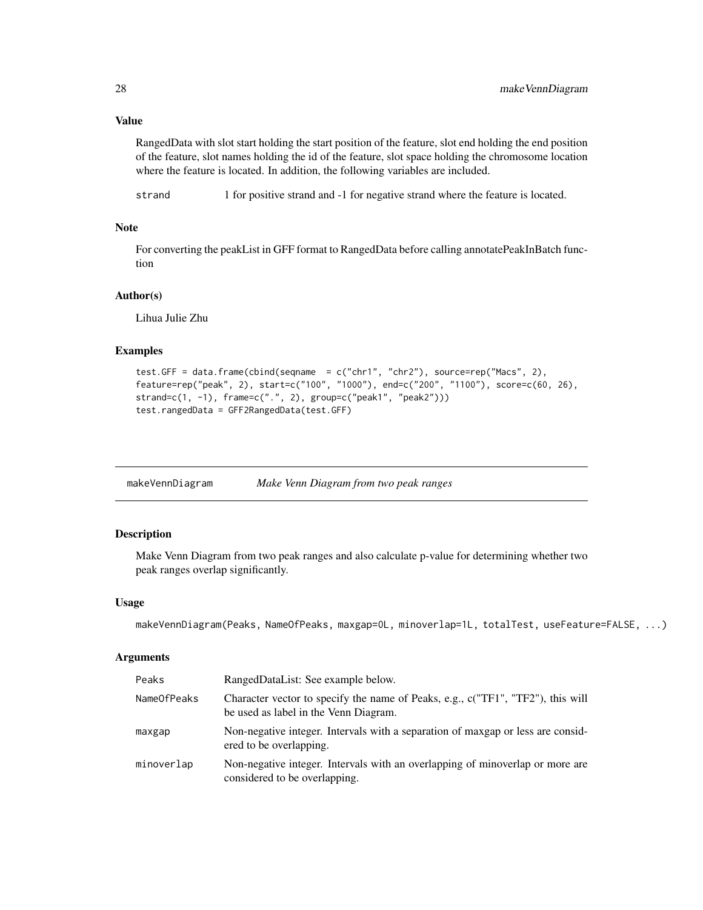### Value

RangedData with slot start holding the start position of the feature, slot end holding the end position of the feature, slot names holding the id of the feature, slot space holding the chromosome location where the feature is located. In addition, the following variables are included.

| | |
|---|---|
| strand | 1 for positive strand and -1 for negative strand where the feature is located. |

### Note

For converting the peakList in GFF format to RangedData before calling annotatePeakInBatch function

### Author(s)

Lihua Julie Zhu

### Examples

```
test.GFF = data.frame(cbind(seqname  = c("chr1", "chr2"), source=rep("Macs", 2),
feature=rep("peak", 2), start=c("100", "1000"), end=c("200", "1100"), score=c(60, 26),
strand=c(1, -1), frame=c(".", 2), group=c("peak1", "peak2")))
test.rangedData = GFF2RangedData(test.GFF)
```

---

## makeVennDiagram *Make Venn Diagram from two peak ranges*

### Description

Make Venn Diagram from two peak ranges and also calculate p-value for determining whether two peak ranges overlap significantly.

### Usage

```
makeVennDiagram(Peaks, NameOfPeaks, maxgap=0L, minoverlap=1L, totalTest, useFeature=FALSE, ...)
```

### Arguments

| | |
|---|---|
| Peaks | RangedDataList: See example below. |
| NameOfPeaks | Character vector to specify the name of Peaks, e.g., c("TF1", "TF2"), this will be used as label in the Venn Diagram. |
| maxgap | Non-negative integer. Intervals with a separation of maxgap or less are considered to be overlapping. |
| minoverlap | Non-negative integer. Intervals with an overlapping of minoverlap or more are considered to be overlapping. |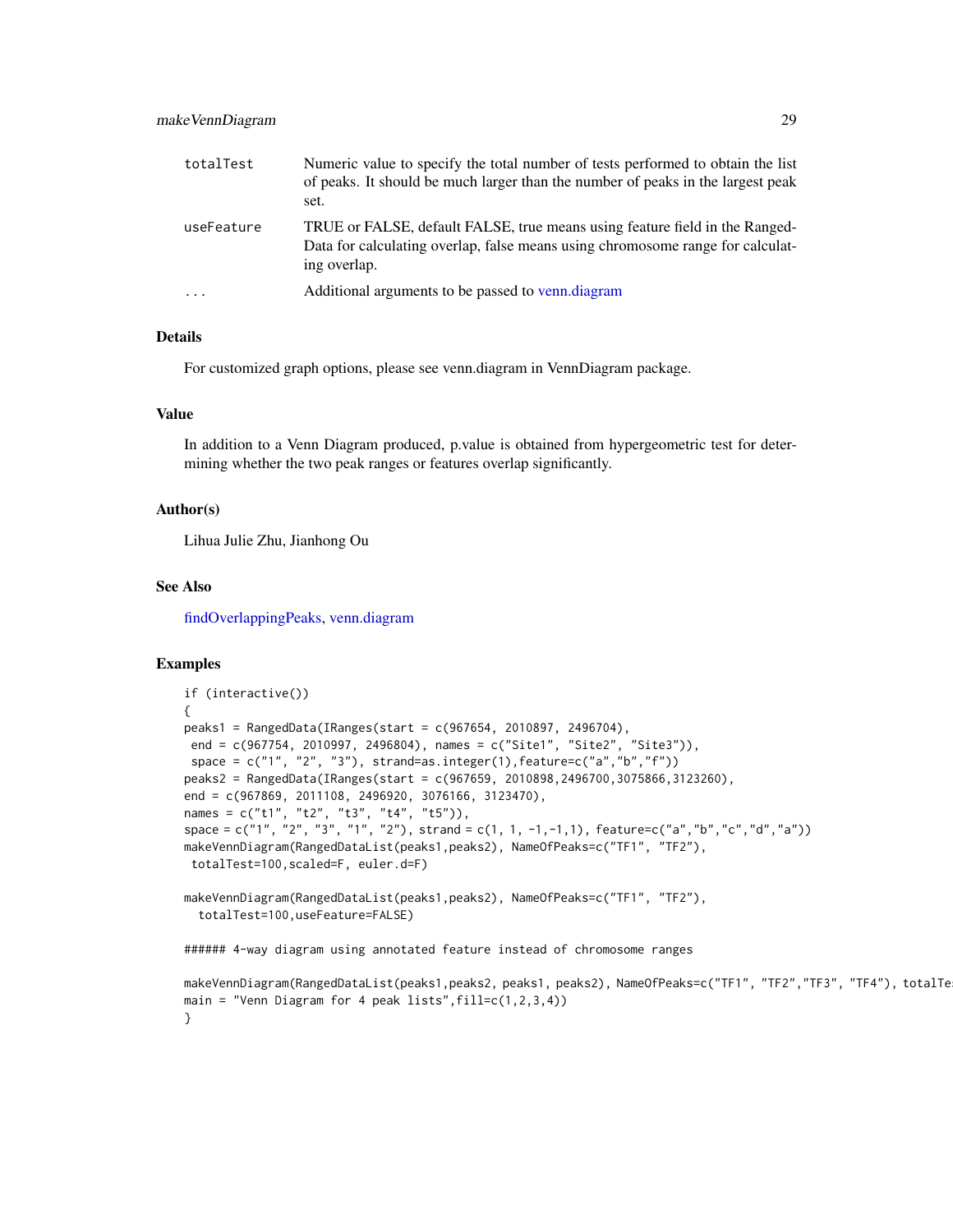| | |
|---|---|
| totalTest | Numeric value to specify the total number of tests performed to obtain the list of peaks. It should be much larger than the number of peaks in the largest peak set. |
| useFeature | TRUE or FALSE, default FALSE, true means using feature field in the RangedData for calculating overlap, false means using chromosome range for calculating overlap. |
| ... | Additional arguments to be passed to venn.diagram |

## Details

For customized graph options, please see venn.diagram in VennDiagram package.

## Value

In addition to a Venn Diagram produced, p.value is obtained from hypergeometric test for determining whether the two peak ranges or features overlap significantly.

## Author(s)

Lihua Julie Zhu, Jianhong Ou

## See Also

findOverlappingPeaks, venn.diagram

## Examples

```
if (interactive())
{
peaks1 = RangedData(IRanges(start = c(967654, 2010897, 2496704),
 end = c(967754, 2010997, 2496804), names = c("Site1", "Site2", "Site3")),
 space = c("1", "2", "3"), strand=as.integer(1),feature=c("a","b","f"))
peaks2 = RangedData(IRanges(start = c(967659, 2010898,2496700,3075866,3123260),
end = c(967869, 2011108, 2496920, 3076166, 3123470),
names = c("t1", "t2", "t3", "t4", "t5")),
space = c("1", "2", "3", "1", "2"), strand = c(1, 1, -1,-1,1), feature=c("a","b","c","d","a"))
makeVennDiagram(RangedDataList(peaks1,peaks2), NameOfPeaks=c("TF1", "TF2"),
 totalTest=100,scaled=F, euler.d=F)

makeVennDiagram(RangedDataList(peaks1,peaks2), NameOfPeaks=c("TF1", "TF2"),
  totalTest=100,useFeature=FALSE)

###### 4-way diagram using annotated feature instead of chromosome ranges

makeVennDiagram(RangedDataList(peaks1,peaks2, peaks1, peaks2), NameOfPeaks=c("TF1", "TF2","TF3", "TF4"), totalTe
main = "Venn Diagram for 4 peak lists",fill=c(1,2,3,4))
}
```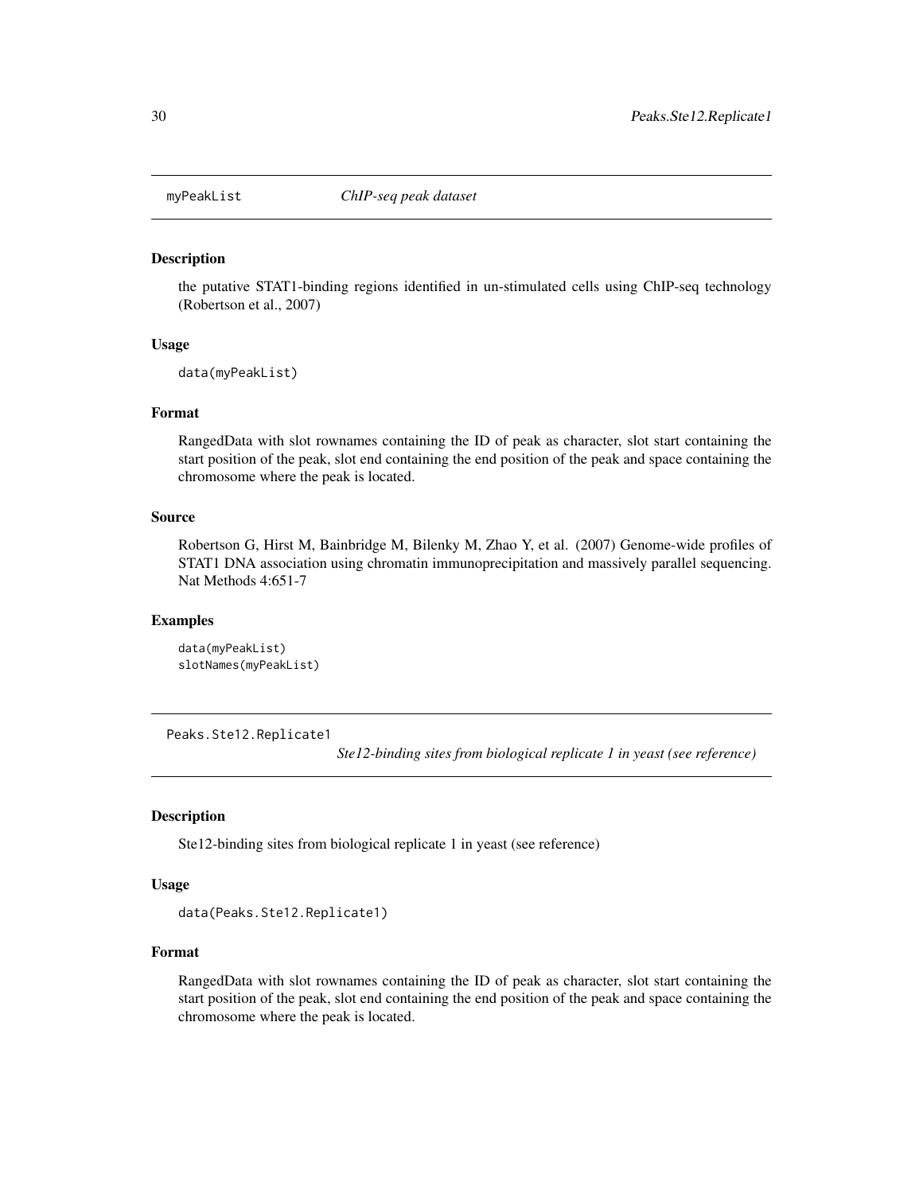## myPeakList *ChIP-seq peak dataset*

### Description

the putative STAT1-binding regions identified in un-stimulated cells using ChIP-seq technology (Robertson et al., 2007)

### Usage

```
data(myPeakList)
```

### Format

RangedData with slot rownames containing the ID of peak as character, slot start containing the start position of the peak, slot end containing the end position of the peak and space containing the chromosome where the peak is located.

### Source

Robertson G, Hirst M, Bainbridge M, Bilenky M, Zhao Y, et al. (2007) Genome-wide profiles of STAT1 DNA association using chromatin immunoprecipitation and massively parallel sequencing. Nat Methods 4:651-7

### Examples

```
data(myPeakList)
slotNames(myPeakList)
```

## Peaks.Ste12.Replicate1 *Ste12-binding sites from biological replicate 1 in yeast (see reference)*

### Description

Ste12-binding sites from biological replicate 1 in yeast (see reference)

### Usage

```
data(Peaks.Ste12.Replicate1)
```

### Format

RangedData with slot rownames containing the ID of peak as character, slot start containing the start position of the peak, slot end containing the end position of the peak and space containing the chromosome where the peak is located.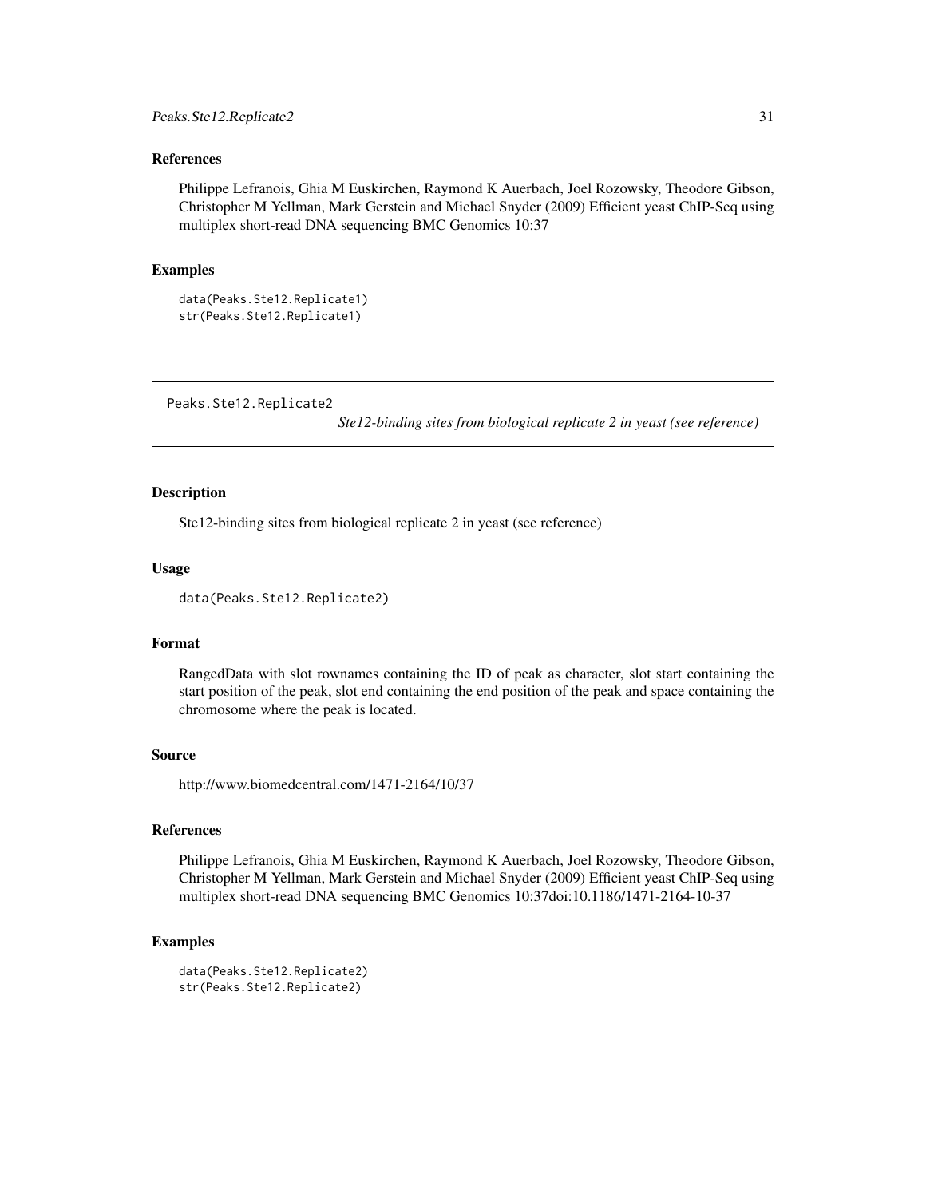### References

Philippe Lefranois, Ghia M Euskirchen, Raymond K Auerbach, Joel Rozowsky, Theodore Gibson, Christopher M Yellman, Mark Gerstein and Michael Snyder (2009) Efficient yeast ChIP-Seq using multiplex short-read DNA sequencing BMC Genomics 10:37

### Examples

```
data(Peaks.Ste12.Replicate1)
str(Peaks.Ste12.Replicate1)
```

---

## Peaks.Ste12.Replicate2 — *Ste12-binding sites from biological replicate 2 in yeast (see reference)*

---

### Description

Ste12-binding sites from biological replicate 2 in yeast (see reference)

### Usage

```
data(Peaks.Ste12.Replicate2)
```

### Format

RangedData with slot rownames containing the ID of peak as character, slot start containing the start position of the peak, slot end containing the end position of the peak and space containing the chromosome where the peak is located.

### Source

http://www.biomedcentral.com/1471-2164/10/37

### References

Philippe Lefranois, Ghia M Euskirchen, Raymond K Auerbach, Joel Rozowsky, Theodore Gibson, Christopher M Yellman, Mark Gerstein and Michael Snyder (2009) Efficient yeast ChIP-Seq using multiplex short-read DNA sequencing BMC Genomics 10:37doi:10.1186/1471-2164-10-37

### Examples

```
data(Peaks.Ste12.Replicate2)
str(Peaks.Ste12.Replicate2)
```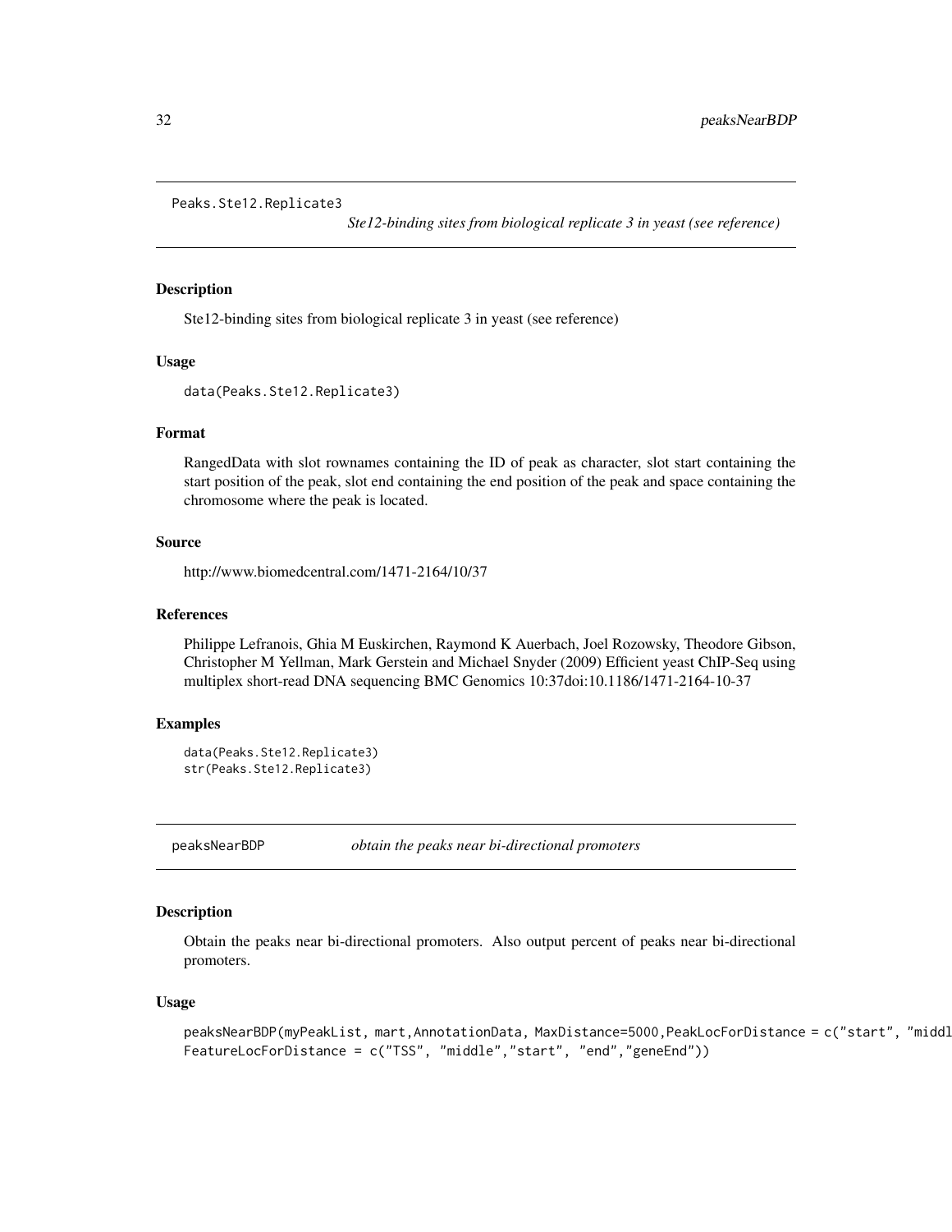## Peaks.Ste12.Replicate3

*Ste12-binding sites from biological replicate 3 in yeast (see reference)*

### Description

Ste12-binding sites from biological replicate 3 in yeast (see reference)

### Usage

```
data(Peaks.Ste12.Replicate3)
```

### Format

RangedData with slot rownames containing the ID of peak as character, slot start containing the start position of the peak, slot end containing the end position of the peak and space containing the chromosome where the peak is located.

### Source

http://www.biomedcentral.com/1471-2164/10/37

### References

Philippe Lefranois, Ghia M Euskirchen, Raymond K Auerbach, Joel Rozowsky, Theodore Gibson, Christopher M Yellman, Mark Gerstein and Michael Snyder (2009) Efficient yeast ChIP-Seq using multiplex short-read DNA sequencing BMC Genomics 10:37doi:10.1186/1471-2164-10-37

### Examples

```
data(Peaks.Ste12.Replicate3)
str(Peaks.Ste12.Replicate3)
```

## peaksNearBDP

*obtain the peaks near bi-directional promoters*

### Description

Obtain the peaks near bi-directional promoters. Also output percent of peaks near bi-directional promoters.

### Usage

```
peaksNearBDP(myPeakList, mart,AnnotationData, MaxDistance=5000,PeakLocForDistance = c("start", "middl
FeatureLocForDistance = c("TSS", "middle","start", "end","geneEnd"))
```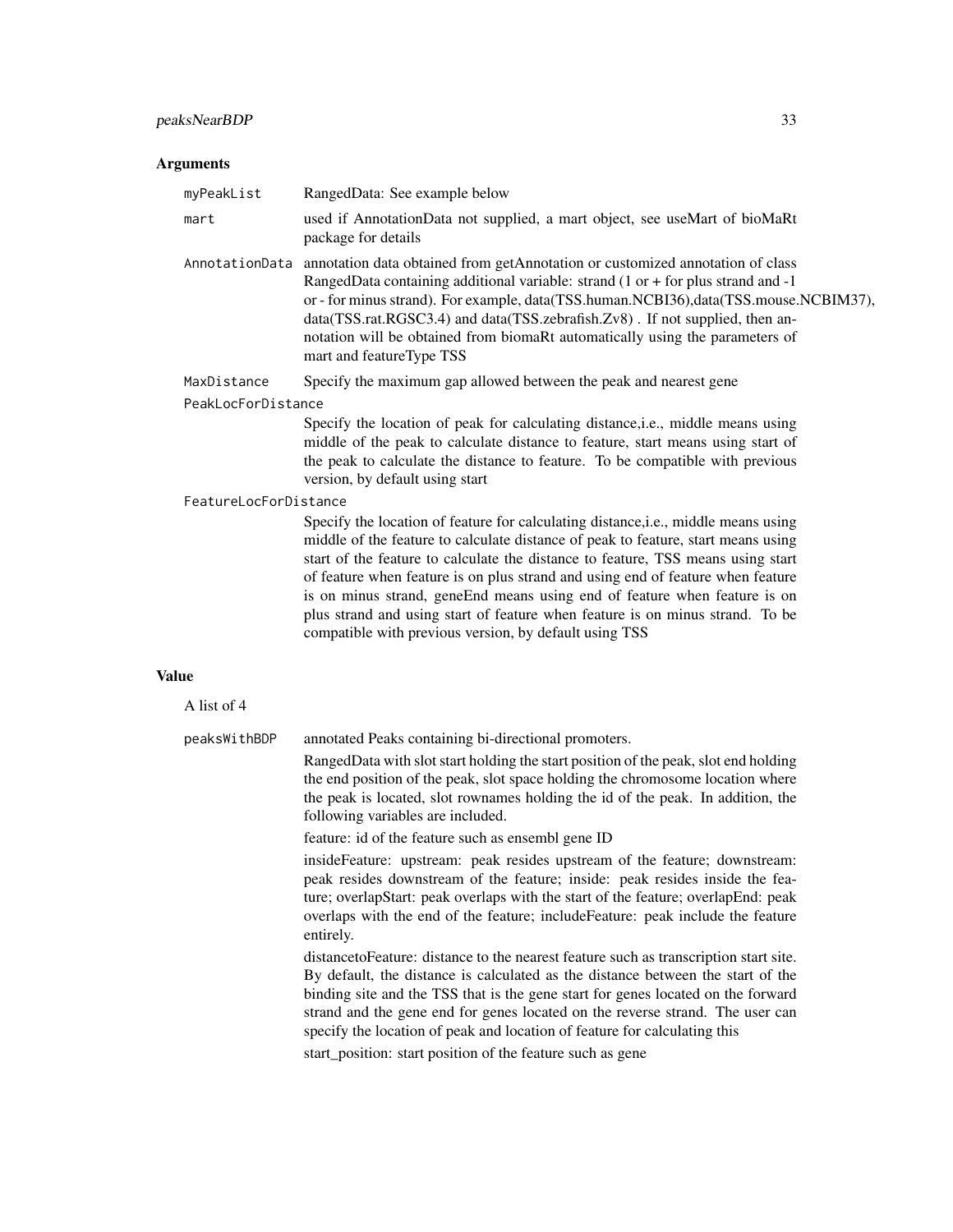## Arguments

**myPeakList** RangedData: See example below

**mart** used if AnnotationData not supplied, a mart object, see useMart of bioMaRt package for details

**AnnotationData** annotation data obtained from getAnnotation or customized annotation of class RangedData containing additional variable: strand (1 or + for plus strand and -1 or - for minus strand). For example, data(TSS.human.NCBI36),data(TSS.mouse.NCBIM37), data(TSS.rat.RGSC3.4) and data(TSS.zebrafish.Zv8) . If not supplied, then annotation will be obtained from biomaRt automatically using the parameters of mart and featureType TSS

**MaxDistance** Specify the maximum gap allowed between the peak and nearest gene

**PeakLocForDistance**
Specify the location of peak for calculating distance,i.e., middle means using middle of the peak to calculate distance to feature, start means using start of the peak to calculate the distance to feature. To be compatible with previous version, by default using start

**FeatureLocForDistance**
Specify the location of feature for calculating distance,i.e., middle means using middle of the feature to calculate distance of peak to feature, start means using start of the feature to calculate the distance to feature, TSS means using start of feature when feature is on plus strand and using end of feature when feature is on minus strand, geneEnd means using end of feature when feature is on plus strand and using start of feature when feature is on minus strand. To be compatible with previous version, by default using TSS

## Value

A list of 4

**peaksWithBDP** annotated Peaks containing bi-directional promoters.

RangedData with slot start holding the start position of the peak, slot end holding the end position of the peak, slot space holding the chromosome location where the peak is located, slot rownames holding the id of the peak. In addition, the following variables are included.

feature: id of the feature such as ensembl gene ID

insideFeature: upstream: peak resides upstream of the feature; downstream: peak resides downstream of the feature; inside: peak resides inside the feature; overlapStart: peak overlaps with the start of the feature; overlapEnd: peak overlaps with the end of the feature; includeFeature: peak include the feature entirely.

distancetoFeature: distance to the nearest feature such as transcription start site. By default, the distance is calculated as the distance between the start of the binding site and the TSS that is the gene start for genes located on the forward strand and the gene end for genes located on the reverse strand. The user can specify the location of peak and location of feature for calculating this

start_position: start position of the feature such as gene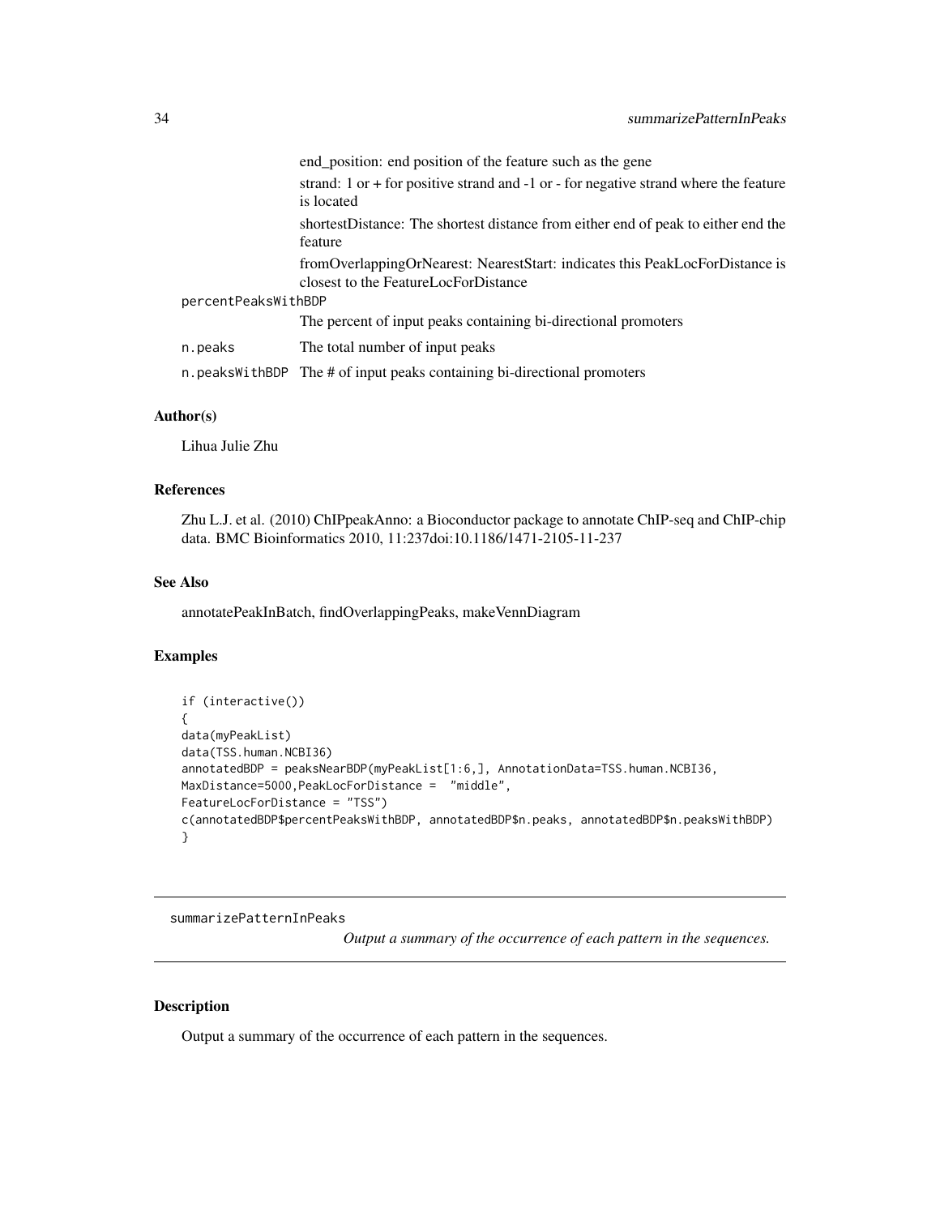| | |
|---|---|
| | end_position: end position of the feature such as the gene |
| | strand: 1 or + for positive strand and -1 or - for negative strand where the feature is located |
| | shortestDistance: The shortest distance from either end of peak to either end the feature |
| | fromOverlappingOrNearest: NearestStart: indicates this PeakLocForDistance is closest to the FeatureLocForDistance |
| percentPeaksWithBDP | The percent of input peaks containing bi-directional promoters |
| n.peaks | The total number of input peaks |
| n.peaksWithBDP | The # of input peaks containing bi-directional promoters |

### Author(s)

Lihua Julie Zhu

### References

Zhu L.J. et al. (2010) ChIPpeakAnno: a Bioconductor package to annotate ChIP-seq and ChIP-chip data. BMC Bioinformatics 2010, 11:237doi:10.1186/1471-2105-11-237

### See Also

annotatePeakInBatch, findOverlappingPeaks, makeVennDiagram

### Examples

```
if (interactive())
{
data(myPeakList)
data(TSS.human.NCBI36)
annotatedBDP = peaksNearBDP(myPeakList[1:6,], AnnotationData=TSS.human.NCBI36,
MaxDistance=5000,PeakLocForDistance =  "middle",
FeatureLocForDistance = "TSS")
c(annotatedBDP$percentPeaksWithBDP, annotatedBDP$n.peaks, annotatedBDP$n.peaksWithBDP)
}
```

---

## summarizePatternInPeaks

*Output a summary of the occurrence of each pattern in the sequences.*

---

### Description

Output a summary of the occurrence of each pattern in the sequences.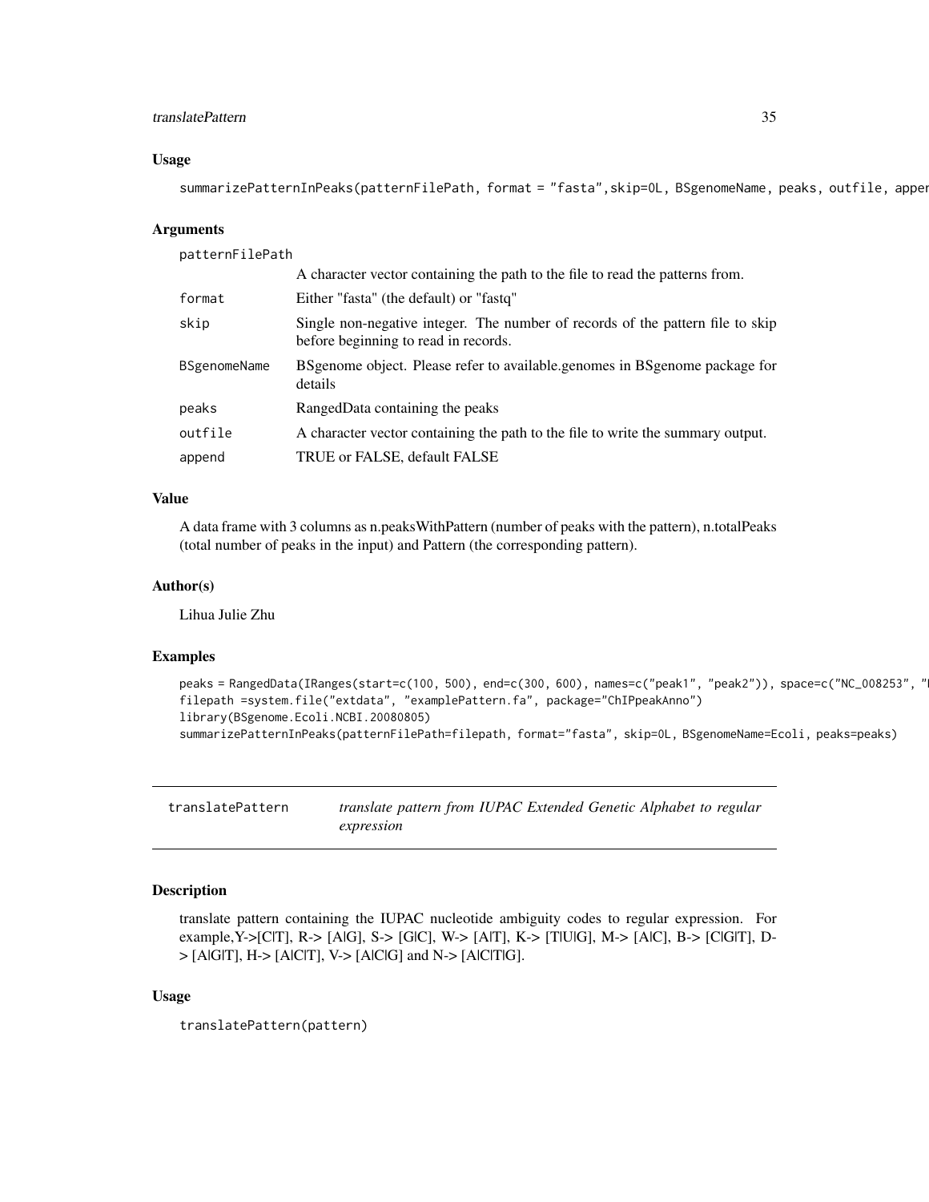### Usage

```
summarizePatternInPeaks(patternFilePath, format = "fasta",skip=0L, BSgenomeName, peaks, outfile, apper
```

### Arguments

| | |
|---|---|
| patternFilePath | A character vector containing the path to the file to read the patterns from. |
| format | Either "fasta" (the default) or "fastq" |
| skip | Single non-negative integer. The number of records of the pattern file to skip before beginning to read in records. |
| BSgenomeName | BSgenome object. Please refer to available.genomes in BSgenome package for details |
| peaks | RangedData containing the peaks |
| outfile | A character vector containing the path to the file to write the summary output. |
| append | TRUE or FALSE, default FALSE |

### Value

A data frame with 3 columns as n.peaksWithPattern (number of peaks with the pattern), n.totalPeaks (total number of peaks in the input) and Pattern (the corresponding pattern).

### Author(s)

Lihua Julie Zhu

### Examples

```
peaks = RangedData(IRanges(start=c(100, 500), end=c(300, 600), names=c("peak1", "peak2")), space=c("NC_008253", "I
filepath =system.file("extdata", "examplePattern.fa", package="ChIPpeakAnno")
library(BSgenome.Ecoli.NCBI.20080805)
summarizePatternInPeaks(patternFilePath=filepath, format="fasta", skip=0L, BSgenomeName=Ecoli, peaks=peaks)
```

---

## translatePattern    *translate pattern from IUPAC Extended Genetic Alphabet to regular expression*

---

### Description

translate pattern containing the IUPAC nucleotide ambiguity codes to regular expression. For example,Y->[C|T], R-> [A|G], S-> [G|C], W-> [A|T], K-> [T|U|G], M-> [A|C], B-> [C|G|T], D-> [A|G|T], H-> [A|C|T], V-> [A|C|G] and N-> [A|C|T|G].

### Usage

```
translatePattern(pattern)
```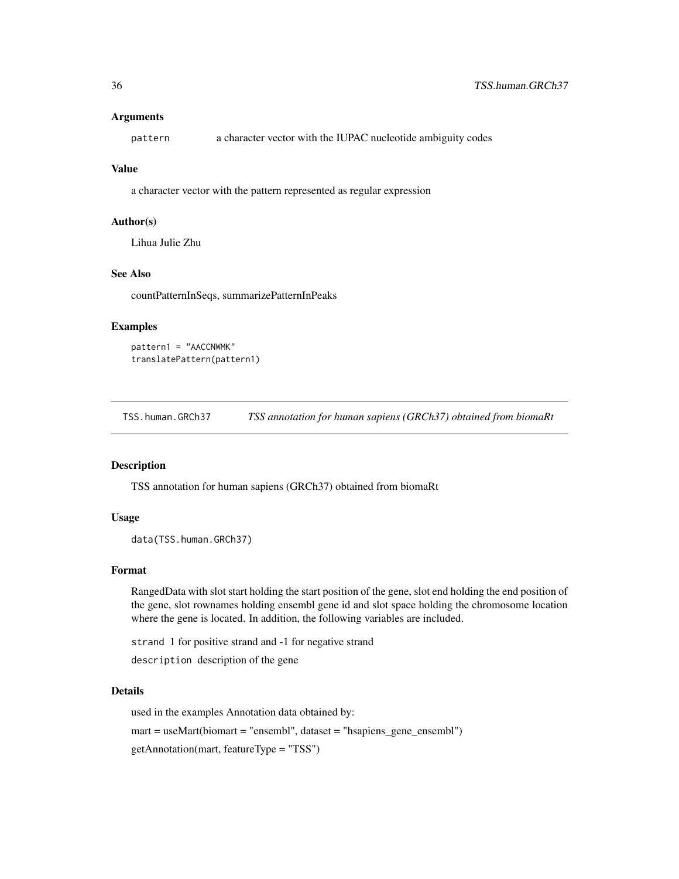### Arguments

pattern    a character vector with the IUPAC nucleotide ambiguity codes

### Value

a character vector with the pattern represented as regular expression

### Author(s)

Lihua Julie Zhu

### See Also

countPatternInSeqs, summarizePatternInPeaks

### Examples

```
pattern1 = "AACCNWMK"
translatePattern(pattern1)
```

---

## TSS.human.GRCh37    *TSS annotation for human sapiens (GRCh37) obtained from biomaRt*

---

### Description

TSS annotation for human sapiens (GRCh37) obtained from biomaRt

### Usage

```
data(TSS.human.GRCh37)
```

### Format

RangedData with slot start holding the start position of the gene, slot end holding the end position of the gene, slot rownames holding ensembl gene id and slot space holding the chromosome location where the gene is located. In addition, the following variables are included.

`strand` 1 for positive strand and -1 for negative strand

`description` description of the gene

### Details

used in the examples Annotation data obtained by:

mart = useMart(biomart = "ensembl", dataset = "hsapiens_gene_ensembl")

getAnnotation(mart, featureType = "TSS")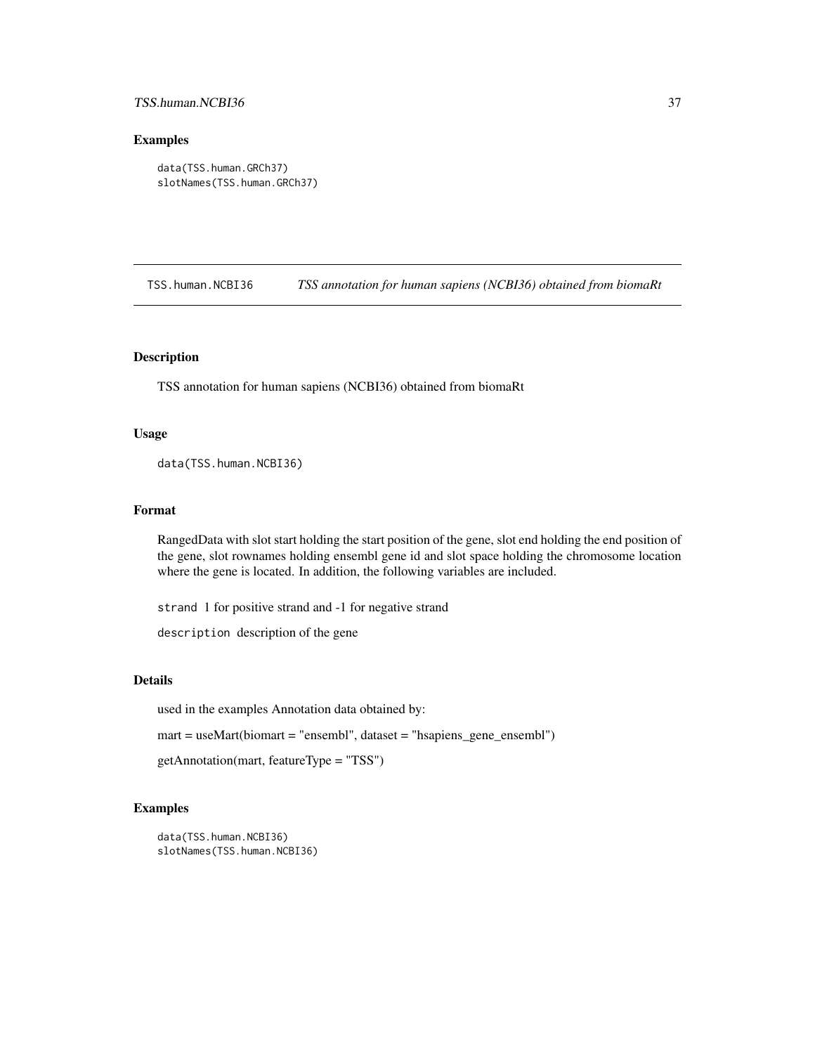## Examples

```
data(TSS.human.GRCh37)
slotNames(TSS.human.GRCh37)
```

---

## TSS.human.NCBI36 *TSS annotation for human sapiens (NCBI36) obtained from biomaRt*

---

### Description

TSS annotation for human sapiens (NCBI36) obtained from biomaRt

### Usage

```
data(TSS.human.NCBI36)
```

### Format

RangedData with slot start holding the start position of the gene, slot end holding the end position of the gene, slot rownames holding ensembl gene id and slot space holding the chromosome location where the gene is located. In addition, the following variables are included.

`strand` 1 for positive strand and -1 for negative strand

`description` description of the gene

### Details

used in the examples Annotation data obtained by:

mart = useMart(biomart = "ensembl", dataset = "hsapiens_gene_ensembl")

getAnnotation(mart, featureType = "TSS")

### Examples

```
data(TSS.human.NCBI36)
slotNames(TSS.human.NCBI36)
```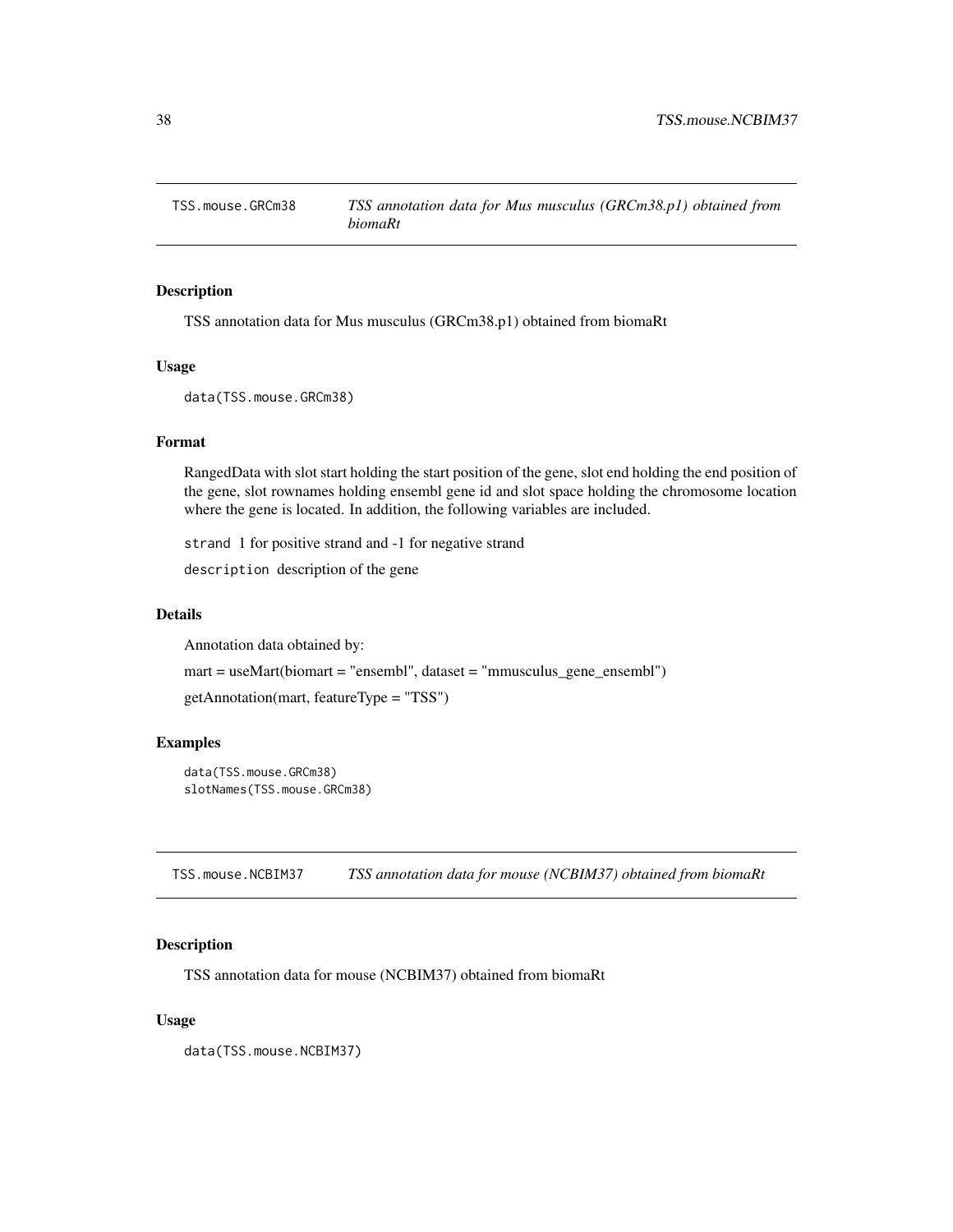## TSS.mouse.GRCm38 — *TSS annotation data for Mus musculus (GRCm38.p1) obtained from biomaRt*

### Description

TSS annotation data for Mus musculus (GRCm38.p1) obtained from biomaRt

### Usage

```
data(TSS.mouse.GRCm38)
```

### Format

RangedData with slot start holding the start position of the gene, slot end holding the end position of the gene, slot rownames holding ensembl gene id and slot space holding the chromosome location where the gene is located. In addition, the following variables are included.

`strand` 1 for positive strand and -1 for negative strand

`description` description of the gene

### Details

Annotation data obtained by:

mart = useMart(biomart = "ensembl", dataset = "mmusculus_gene_ensembl")

getAnnotation(mart, featureType = "TSS")

### Examples

```
data(TSS.mouse.GRCm38)
slotNames(TSS.mouse.GRCm38)
```

## TSS.mouse.NCBIM37 — *TSS annotation data for mouse (NCBIM37) obtained from biomaRt*

### Description

TSS annotation data for mouse (NCBIM37) obtained from biomaRt

### Usage

```
data(TSS.mouse.NCBIM37)
```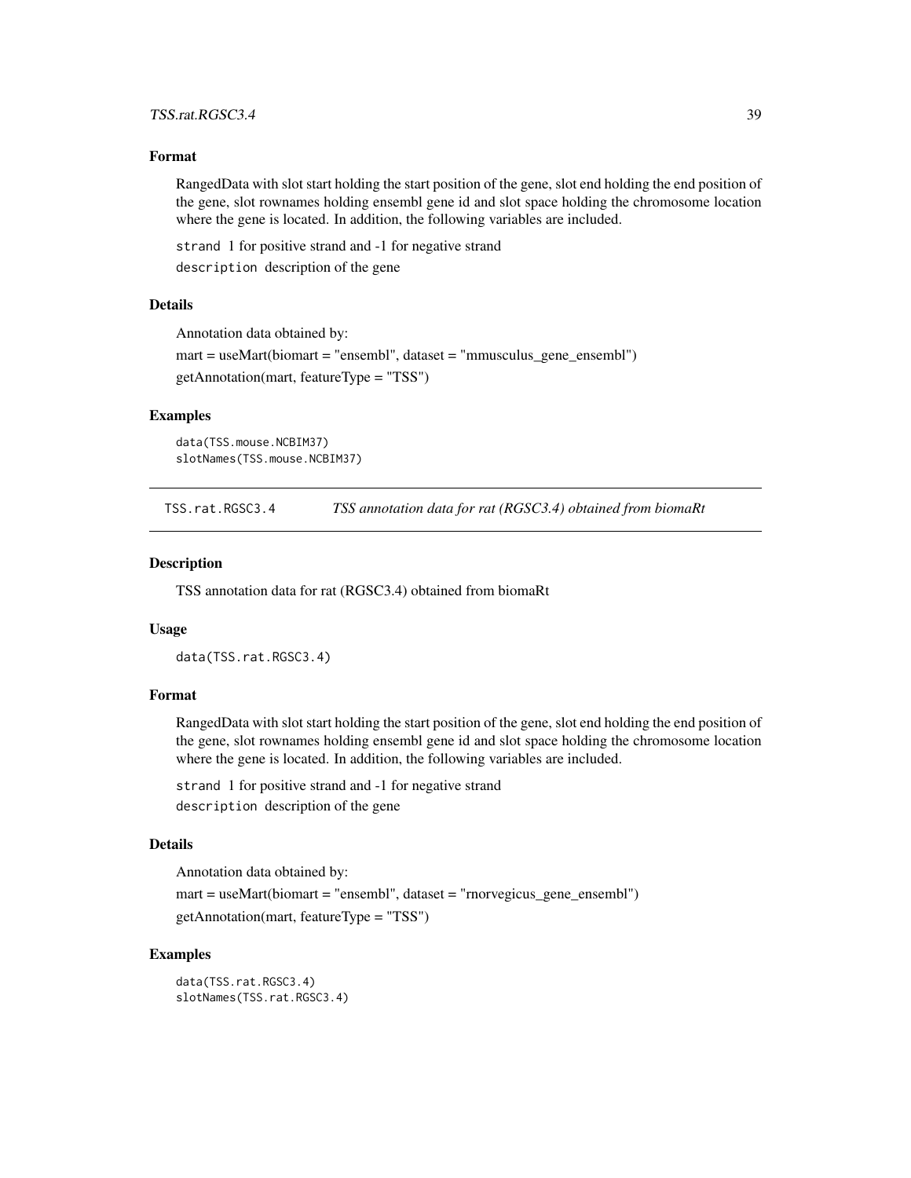### Format

RangedData with slot start holding the start position of the gene, slot end holding the end position of the gene, slot rownames holding ensembl gene id and slot space holding the chromosome location where the gene is located. In addition, the following variables are included.

`strand` 1 for positive strand and -1 for negative strand

`description` description of the gene

### Details

Annotation data obtained by:

mart = useMart(biomart = "ensembl", dataset = "mmusculus_gene_ensembl")

getAnnotation(mart, featureType = "TSS")

### Examples

```
data(TSS.mouse.NCBIM37)
slotNames(TSS.mouse.NCBIM37)
```

---

## TSS.rat.RGSC3.4 — *TSS annotation data for rat (RGSC3.4) obtained from biomaRt*

### Description

TSS annotation data for rat (RGSC3.4) obtained from biomaRt

### Usage

```
data(TSS.rat.RGSC3.4)
```

### Format

RangedData with slot start holding the start position of the gene, slot end holding the end position of the gene, slot rownames holding ensembl gene id and slot space holding the chromosome location where the gene is located. In addition, the following variables are included.

`strand` 1 for positive strand and -1 for negative strand

`description` description of the gene

### Details

Annotation data obtained by:

mart = useMart(biomart = "ensembl", dataset = "rnorvegicus_gene_ensembl")

getAnnotation(mart, featureType = "TSS")

### Examples

```
data(TSS.rat.RGSC3.4)
slotNames(TSS.rat.RGSC3.4)
```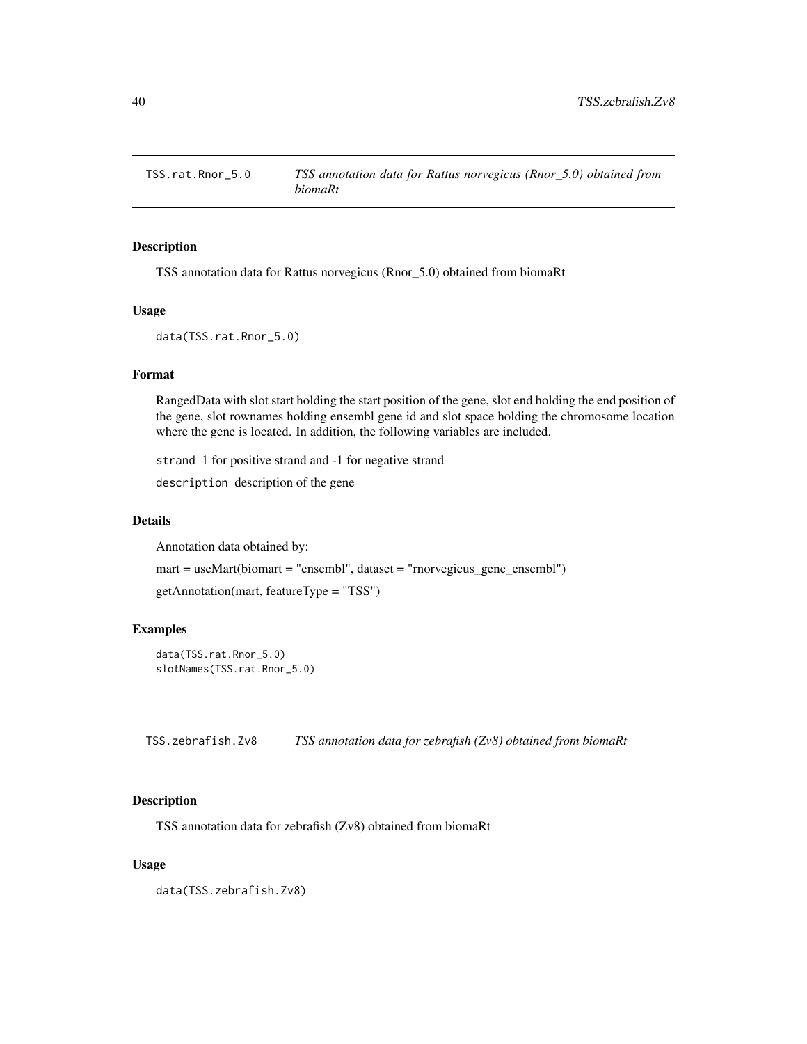## TSS.rat.Rnor_5.0 — *TSS annotation data for Rattus norvegicus (Rnor_5.0) obtained from biomaRt*

### Description

TSS annotation data for Rattus norvegicus (Rnor_5.0) obtained from biomaRt

### Usage

```
data(TSS.rat.Rnor_5.0)
```

### Format

RangedData with slot start holding the start position of the gene, slot end holding the end position of the gene, slot rownames holding ensembl gene id and slot space holding the chromosome location where the gene is located. In addition, the following variables are included.

`strand` 1 for positive strand and -1 for negative strand

`description` description of the gene

### Details

Annotation data obtained by:

mart = useMart(biomart = "ensembl", dataset = "rnorvegicus_gene_ensembl")

getAnnotation(mart, featureType = "TSS")

### Examples

```
data(TSS.rat.Rnor_5.0)
slotNames(TSS.rat.Rnor_5.0)
```

## TSS.zebrafish.Zv8 — *TSS annotation data for zebrafish (Zv8) obtained from biomaRt*

### Description

TSS annotation data for zebrafish (Zv8) obtained from biomaRt

### Usage

```
data(TSS.zebrafish.Zv8)
```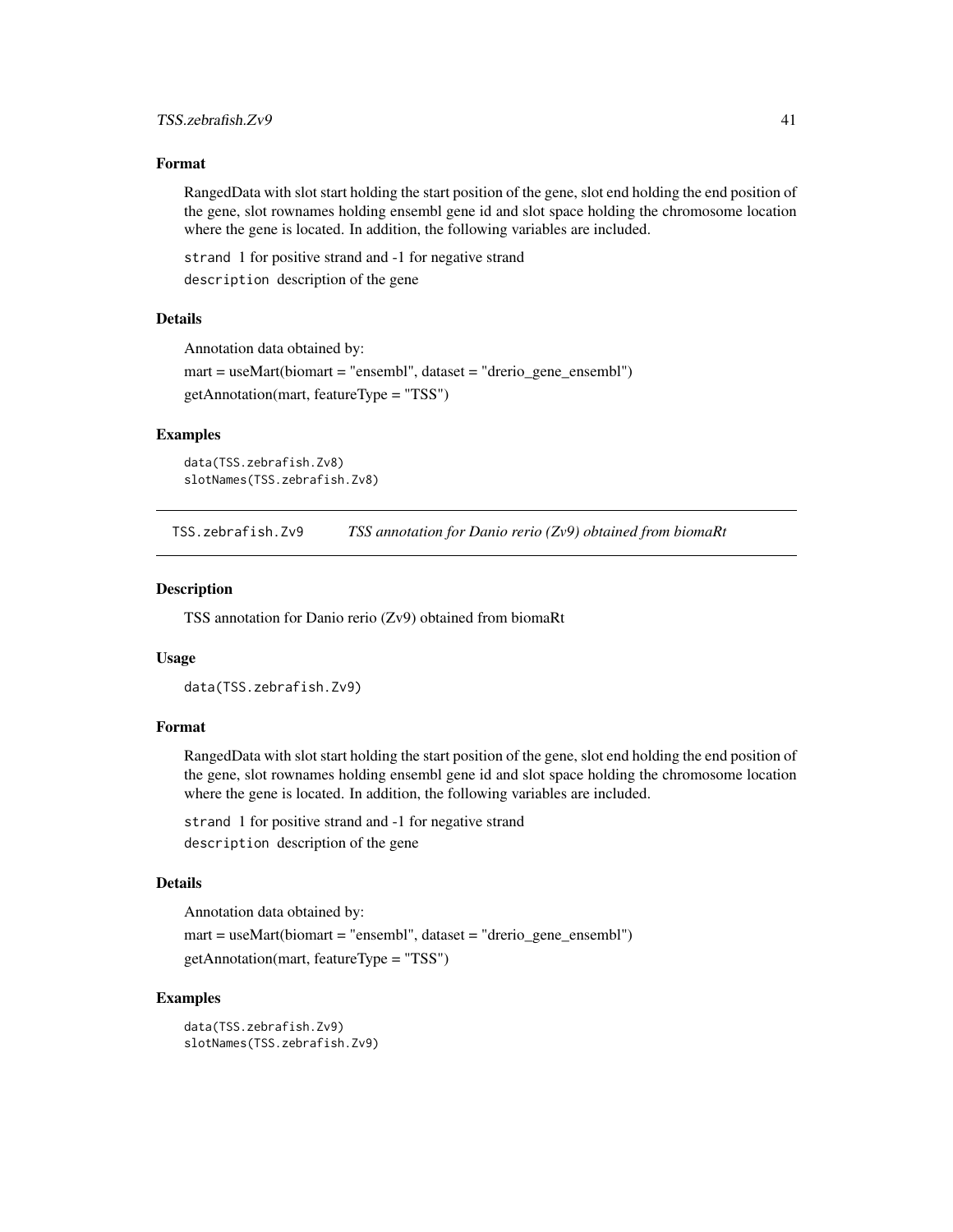### Format

RangedData with slot start holding the start position of the gene, slot end holding the end position of the gene, slot rownames holding ensembl gene id and slot space holding the chromosome location where the gene is located. In addition, the following variables are included.

`strand` 1 for positive strand and -1 for negative strand

`description` description of the gene

### Details

Annotation data obtained by:

mart = useMart(biomart = "ensembl", dataset = "drerio_gene_ensembl")

getAnnotation(mart, featureType = "TSS")

### Examples

```
data(TSS.zebrafish.Zv8)
slotNames(TSS.zebrafish.Zv8)
```

---

## TSS.zebrafish.Zv9 *TSS annotation for Danio rerio (Zv9) obtained from biomaRt*

---

### Description

TSS annotation for Danio rerio (Zv9) obtained from biomaRt

### Usage

```
data(TSS.zebrafish.Zv9)
```

### Format

RangedData with slot start holding the start position of the gene, slot end holding the end position of the gene, slot rownames holding ensembl gene id and slot space holding the chromosome location where the gene is located. In addition, the following variables are included.

`strand` 1 for positive strand and -1 for negative strand

`description` description of the gene

### Details

Annotation data obtained by:

mart = useMart(biomart = "ensembl", dataset = "drerio_gene_ensembl")

getAnnotation(mart, featureType = "TSS")

### Examples

```
data(TSS.zebrafish.Zv9)
slotNames(TSS.zebrafish.Zv9)
```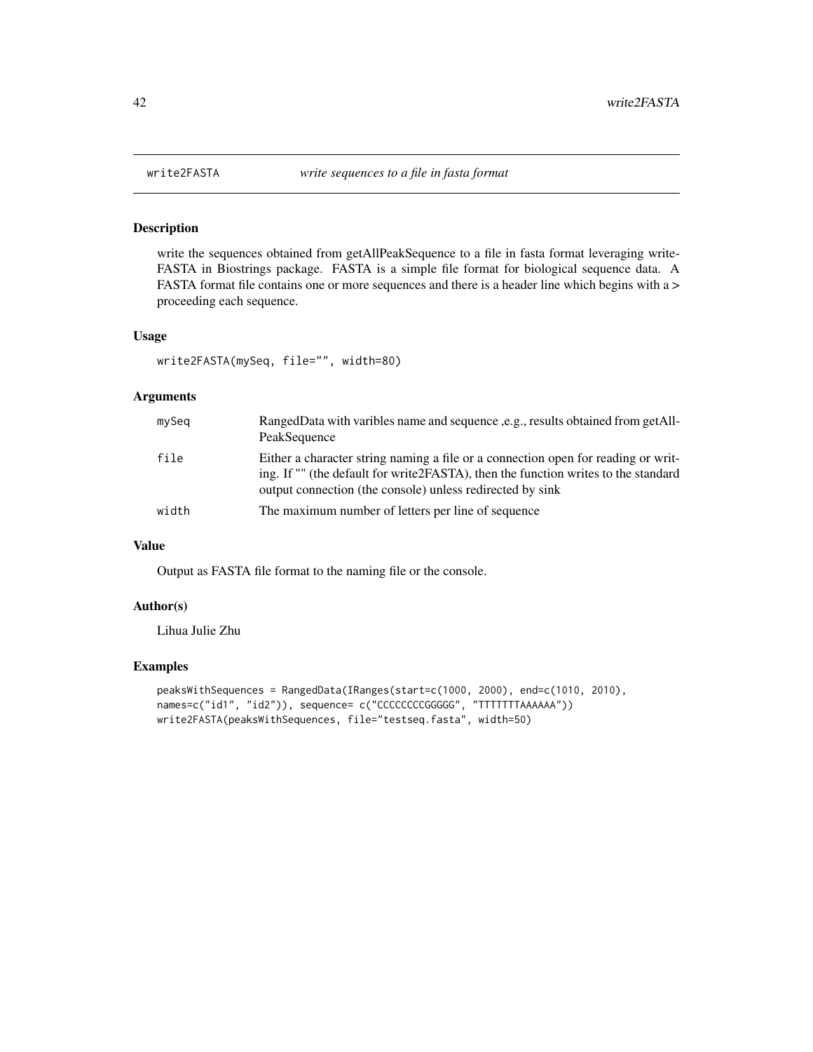## write2FASTA *write sequences to a file in fasta format*

### Description

write the sequences obtained from getAllPeakSequence to a file in fasta format leveraging write-FASTA in Biostrings package. FASTA is a simple file format for biological sequence data. A FASTA format file contains one or more sequences and there is a header line which begins with a > proceeding each sequence.

### Usage

```
write2FASTA(mySeq, file="", width=80)
```

### Arguments

| | |
|---|---|
| mySeq | RangedData with varibles name and sequence ,e.g., results obtained from getAll-PeakSequence |
| file | Either a character string naming a file or a connection open for reading or writing. If "" (the default for write2FASTA), then the function writes to the standard output connection (the console) unless redirected by sink |
| width | The maximum number of letters per line of sequence |

### Value

Output as FASTA file format to the naming file or the console.

### Author(s)

Lihua Julie Zhu

### Examples

```
peaksWithSequences = RangedData(IRanges(start=c(1000, 2000), end=c(1010, 2010),
names=c("id1", "id2")), sequence= c("CCCCCCCCGGGGG", "TTTTTTTAAAAAA"))
write2FASTA(peaksWithSequences, file="testseq.fasta", width=50)
```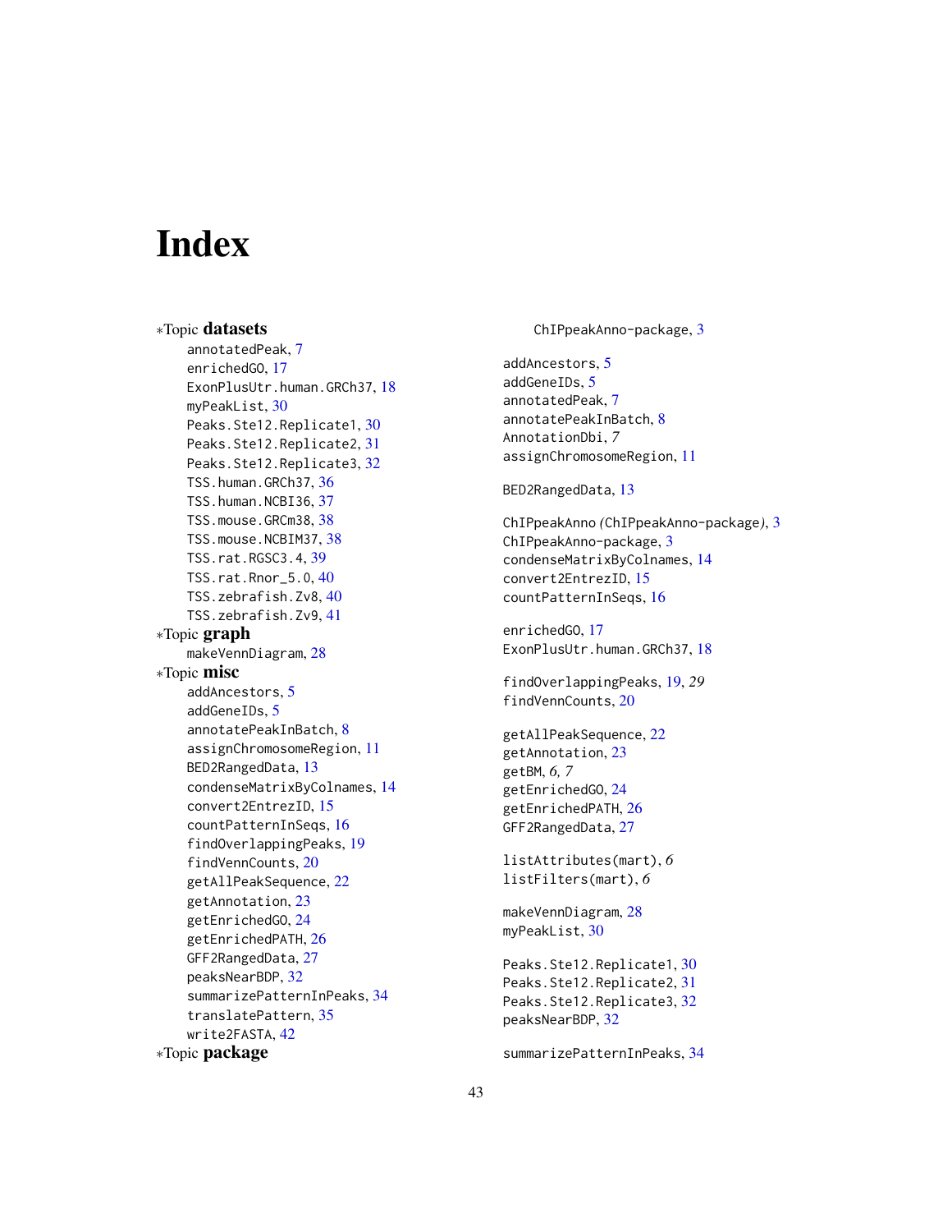# Index

*Topic **datasets**
- annotatedPeak, 7
- enrichedGO, 17
- ExonPlusUtr.human.GRCh37, 18
- myPeakList, 30
- Peaks.Ste12.Replicate1, 30
- Peaks.Ste12.Replicate2, 31
- Peaks.Ste12.Replicate3, 32
- TSS.human.GRCh37, 36
- TSS.human.NCBI36, 37
- TSS.mouse.GRCm38, 38
- TSS.mouse.NCBIM37, 38
- TSS.rat.RGSC3.4, 39
- TSS.rat.Rnor_5.0, 40
- TSS.zebrafish.Zv8, 40
- TSS.zebrafish.Zv9, 41

*Topic **graph**
- makeVennDiagram, 28

*Topic **misc**
- addAncestors, 5
- addGeneIDs, 5
- annotatePeakInBatch, 8
- assignChromosomeRegion, 11
- BED2RangedData, 13
- condenseMatrixByColnames, 14
- convert2EntrezID, 15
- countPatternInSeqs, 16
- findOverlappingPeaks, 19
- findVennCounts, 20
- getAllPeakSequence, 22
- getAnnotation, 23
- getEnrichedGO, 24
- getEnrichedPATH, 26
- GFF2RangedData, 27
- peaksNearBDP, 32
- summarizePatternInPeaks, 34
- translatePattern, 35
- write2FASTA, 42

*Topic **package**
- ChIPpeakAnno-package, 3

addAncestors, 5
addGeneIDs, 5
annotatedPeak, 7
annotatePeakInBatch, 8
AnnotationDbi, *7*
assignChromosomeRegion, 11

BED2RangedData, 13

ChIPpeakAnno (ChIPpeakAnno-package), 3
ChIPpeakAnno-package, 3
condenseMatrixByColnames, 14
convert2EntrezID, 15
countPatternInSeqs, 16

enrichedGO, 17
ExonPlusUtr.human.GRCh37, 18

findOverlappingPeaks, 19, *29*
findVennCounts, 20

getAllPeakSequence, 22
getAnnotation, 23
getBM, *6, 7*
getEnrichedGO, 24
getEnrichedPATH, 26
GFF2RangedData, 27

listAttributes(mart), *6*
listFilters(mart), *6*

makeVennDiagram, 28
myPeakList, 30

Peaks.Ste12.Replicate1, 30
Peaks.Ste12.Replicate2, 31
Peaks.Ste12.Replicate3, 32
peaksNearBDP, 32

summarizePatternInPeaks, 34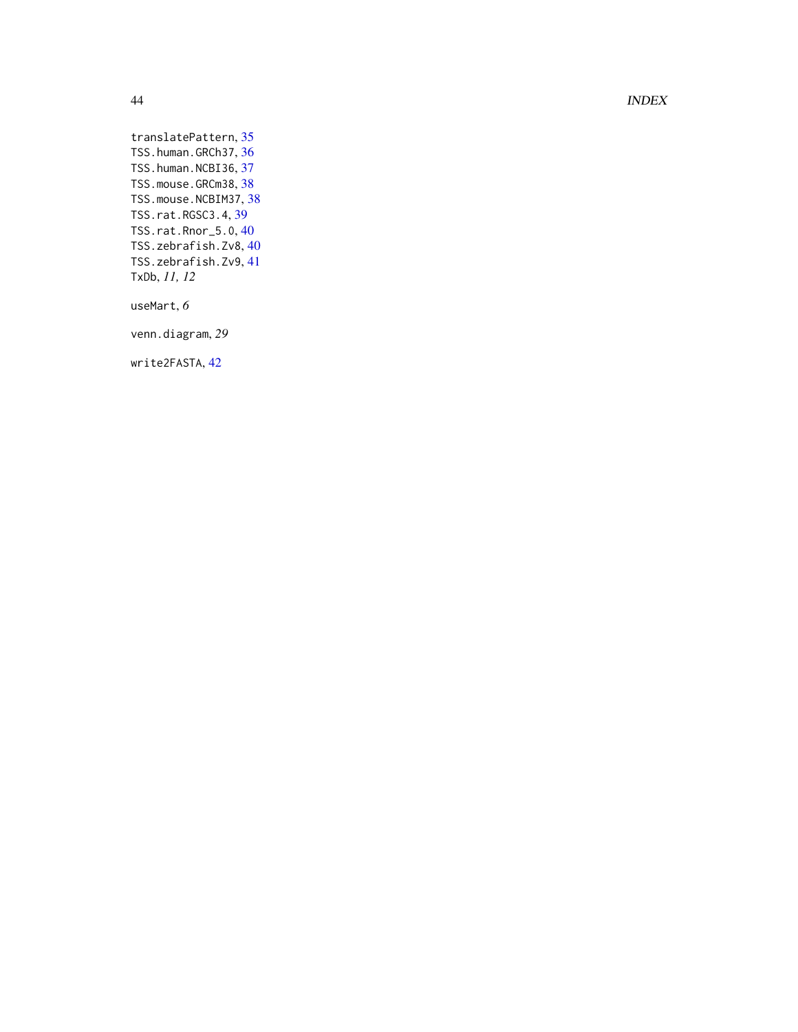translatePattern, 35
TSS.human.GRCh37, 36
TSS.human.NCBI36, 37
TSS.mouse.GRCm38, 38
TSS.mouse.NCBIM37, 38
TSS.rat.RGSC3.4, 39
TSS.rat.Rnor_5.0, 40
TSS.zebrafish.Zv8, 40
TSS.zebrafish.Zv9, 41
TxDb, *11, 12*

useMart, *6*

venn.diagram, *29*

write2FASTA, 42